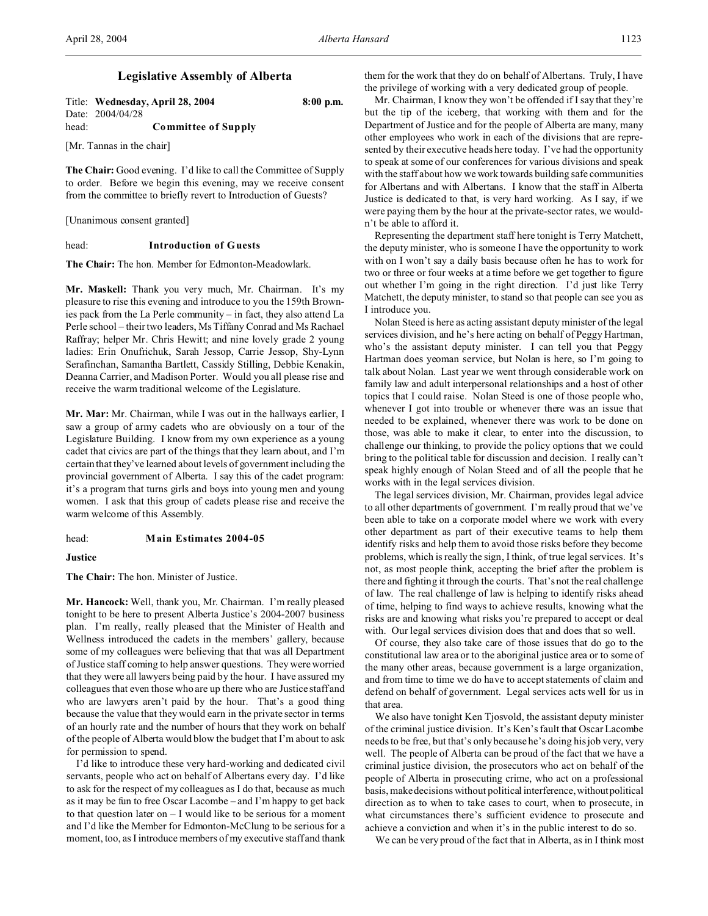# Legislative Assembly of Alberta

Title: **Wednesday, April 28, 2004** **8:00 p.m.**
Date: 2004/04/28
head: **Committee of Supply**

[Mr. Tannas in the chair]

**The Chair:** Good evening. I'd like to call the Committee of Supply to order. Before we begin this evening, may we receive consent from the committee to briefly revert to Introduction of Guests?

[Unanimous consent granted]

head: **Introduction of Guests**

**The Chair:** The hon. Member for Edmonton-Meadowlark.

**Mr. Maskell:** Thank you very much, Mr. Chairman. It's my pleasure to rise this evening and introduce to you the 159th Brownies pack from the La Perle community – in fact, they also attend La Perle school – their two leaders, Ms Tiffany Conrad and Ms Rachael Raffray; helper Mr. Chris Hewitt; and nine lovely grade 2 young ladies: Erin Onufrichuk, Sarah Jessop, Carrie Jessop, Shy-Lynn Serafinchan, Samantha Bartlett, Cassidy Stilling, Debbie Kenakin, Deanna Carrier, and Madison Porter. Would you all please rise and receive the warm traditional welcome of the Legislature.

**Mr. Mar:** Mr. Chairman, while I was out in the hallways earlier, I saw a group of army cadets who are obviously on a tour of the Legislature Building. I know from my own experience as a young cadet that civics are part of the things that they learn about, and I'm certain that they've learned about levels of government including the provincial government of Alberta. I say this of the cadet program: it's a program that turns girls and boys into young men and young women. I ask that this group of cadets please rise and receive the warm welcome of this Assembly.

head: **Main Estimates 2004-05**

**Justice**

**The Chair:** The hon. Minister of Justice.

**Mr. Hancock:** Well, thank you, Mr. Chairman. I'm really pleased tonight to be here to present Alberta Justice's 2004-2007 business plan. I'm really, really pleased that the Minister of Health and Wellness introduced the cadets in the members' gallery, because some of my colleagues were believing that that was all Department of Justice staff coming to help answer questions. They were worried that they were all lawyers being paid by the hour. I have assured my colleagues that even those who are up there who are Justice staff and who are lawyers aren't paid by the hour. That's a good thing because the value that they would earn in the private sector in terms of an hourly rate and the number of hours that they work on behalf of the people of Alberta would blow the budget that I'm about to ask for permission to spend.

I'd like to introduce these very hard-working and dedicated civil servants, people who act on behalf of Albertans every day. I'd like to ask for the respect of my colleagues as I do that, because as much as it may be fun to free Oscar Lacombe – and I'm happy to get back to that question later on – I would like to be serious for a moment and I'd like the Member for Edmonton-McClung to be serious for a moment, too, as I introduce members of my executive staff and thank them for the work that they do on behalf of Albertans. Truly, I have the privilege of working with a very dedicated group of people.

Mr. Chairman, I know they won't be offended if I say that they're but the tip of the iceberg, that working with them and for the Department of Justice and for the people of Alberta are many, many other employees who work in each of the divisions that are represented by their executive heads here today. I've had the opportunity to speak at some of our conferences for various divisions and speak with the staff about how we work towards building safe communities for Albertans and with Albertans. I know that the staff in Alberta Justice is dedicated to that, is very hard working. As I say, if we were paying them by the hour at the private-sector rates, we wouldn't be able to afford it.

Representing the department staff here tonight is Terry Matchett, the deputy minister, who is someone I have the opportunity to work with on I won't say a daily basis because often he has to work for two or three or four weeks at a time before we get together to figure out whether I'm going in the right direction. I'd just like Terry Matchett, the deputy minister, to stand so that people can see you as I introduce you.

Nolan Steed is here as acting assistant deputy minister of the legal services division, and he's here acting on behalf of Peggy Hartman, who's the assistant deputy minister. I can tell you that Peggy Hartman does yeoman service, but Nolan is here, so I'm going to talk about Nolan. Last year we went through considerable work on family law and adult interpersonal relationships and a host of other topics that I could raise. Nolan Steed is one of those people who, whenever I got into trouble or whenever there was an issue that needed to be explained, whenever there was work to be done on those, was able to make it clear, to enter into the discussion, to challenge our thinking, to provide the policy options that we could bring to the political table for discussion and decision. I really can't speak highly enough of Nolan Steed and of all the people that he works with in the legal services division.

The legal services division, Mr. Chairman, provides legal advice to all other departments of government. I'm really proud that we've been able to take on a corporate model where we work with every other department as part of their executive teams to help them identify risks and help them to avoid those risks before they become problems, which is really the sign, I think, of true legal services. It's not, as most people think, accepting the brief after the problem is there and fighting it through the courts. That's not the real challenge of law. The real challenge of law is helping to identify risks ahead of time, helping to find ways to achieve results, knowing what the risks are and knowing what risks you're prepared to accept or deal with. Our legal services division does that and does that so well.

Of course, they also take care of those issues that do go to the constitutional law area or to the aboriginal justice area or to some of the many other areas, because government is a large organization, and from time to time we do have to accept statements of claim and defend on behalf of government. Legal services acts well for us in that area.

We also have tonight Ken Tjosvold, the assistant deputy minister of the criminal justice division. It's Ken's fault that Oscar Lacombe needs to be free, but that's only because he's doing his job very, very well. The people of Alberta can be proud of the fact that we have a criminal justice division, the prosecutors who act on behalf of the people of Alberta in prosecuting crime, who act on a professional basis, make decisions without political interference, without political direction as to when to take cases to court, when to prosecute, in what circumstances there's sufficient evidence to prosecute and achieve a conviction and when it's in the public interest to do so.

We can be very proud of the fact that in Alberta, as in I think most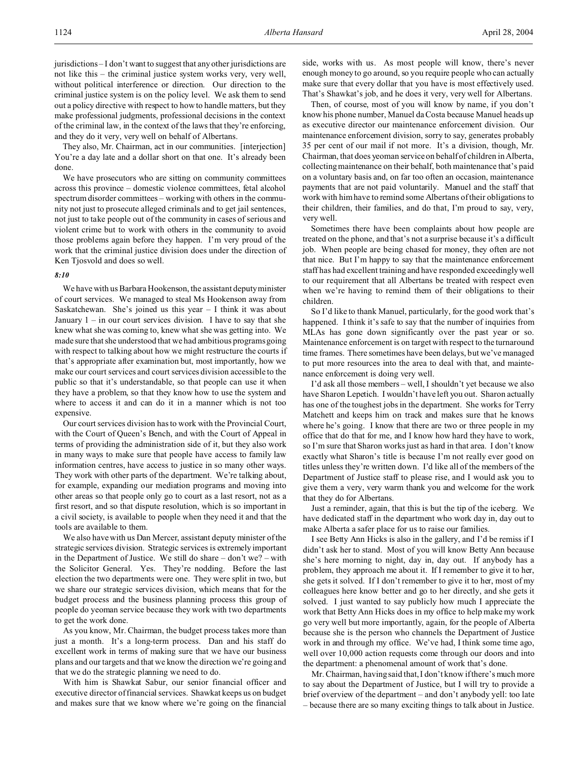jurisdictions – I don't want to suggest that any other jurisdictions are not like this – the criminal justice system works very, very well, without political interference or direction. Our direction to the criminal justice system is on the policy level. We ask them to send out a policy directive with respect to how to handle matters, but they make professional judgments, professional decisions in the context of the criminal law, in the context of the laws that they're enforcing, and they do it very, very well on behalf of Albertans.

They also, Mr. Chairman, act in our communities. [interjection] You're a day late and a dollar short on that one. It's already been done.

We have prosecutors who are sitting on community committees across this province – domestic violence committees, fetal alcohol spectrum disorder committees – working with others in the community not just to prosecute alleged criminals and to get jail sentences, not just to take people out of the community in cases of serious and violent crime but to work with others in the community to avoid those problems again before they happen. I'm very proud of the work that the criminal justice division does under the direction of Ken Tjosvold and does so well.

*8:10*

We have with us Barbara Hookenson, the assistant deputy minister of court services. We managed to steal Ms Hookenson away from Saskatchewan. She's joined us this year – I think it was about January 1 – in our court services division. I have to say that she knew what she was coming to, knew what she was getting into. We made sure that she understood that we had ambitious programs going with respect to talking about how we might restructure the courts if that's appropriate after examination but, most importantly, how we make our court services and court services division accessible to the public so that it's understandable, so that people can use it when they have a problem, so that they know how to use the system and where to access it and can do it in a manner which is not too expensive.

Our court services division has to work with the Provincial Court, with the Court of Queen's Bench, and with the Court of Appeal in terms of providing the administration side of it, but they also work in many ways to make sure that people have access to family law information centres, have access to justice in so many other ways. They work with other parts of the department. We're talking about, for example, expanding our mediation programs and moving into other areas so that people only go to court as a last resort, not as a first resort, and so that dispute resolution, which is so important in a civil society, is available to people when they need it and that the tools are available to them.

We also have with us Dan Mercer, assistant deputy minister of the strategic services division. Strategic services is extremely important in the Department of Justice. We still do share – don't we? – with the Solicitor General. Yes. They're nodding. Before the last election the two departments were one. They were split in two, but we share our strategic services division, which means that for the budget process and the business planning process this group of people do yeoman service because they work with two departments to get the work done.

As you know, Mr. Chairman, the budget process takes more than just a month. It's a long-term process. Dan and his staff do excellent work in terms of making sure that we have our business plans and our targets and that we know the direction we're going and that we do the strategic planning we need to do.

With him is Shawkat Sabur, our senior financial officer and executive director of financial services. Shawkat keeps us on budget and makes sure that we know where we're going on the financial side, works with us. As most people will know, there's never enough money to go around, so you require people who can actually make sure that every dollar that you have is most effectively used. That's Shawkat's job, and he does it very, very well for Albertans.

Then, of course, most of you will know by name, if you don't know his phone number, Manuel da Costa because Manuel heads up as executive director our maintenance enforcement division. Our maintenance enforcement division, sorry to say, generates probably 35 per cent of our mail if not more. It's a division, though, Mr. Chairman, that does yeoman service on behalf of children in Alberta, collecting maintenance on their behalf, both maintenance that's paid on a voluntary basis and, on far too often an occasion, maintenance payments that are not paid voluntarily. Manuel and the staff that work with him have to remind some Albertans of their obligations to their children, their families, and do that, I'm proud to say, very, very well.

Sometimes there have been complaints about how people are treated on the phone, and that's not a surprise because it's a difficult job. When people are being chased for money, they often are not that nice. But I'm happy to say that the maintenance enforcement staff has had excellent training and have responded exceedingly well to our requirement that all Albertans be treated with respect even when we're having to remind them of their obligations to their children.

So I'd like to thank Manuel, particularly, for the good work that's happened. I think it's safe to say that the number of inquiries from MLAs has gone down significantly over the past year or so. Maintenance enforcement is on target with respect to the turnaround time frames. There sometimes have been delays, but we've managed to put more resources into the area to deal with that, and maintenance enforcement is doing very well.

I'd ask all those members – well, I shouldn't yet because we also have Sharon Lepetich. I wouldn't have left you out. Sharon actually has one of the toughest jobs in the department. She works for Terry Matchett and keeps him on track and makes sure that he knows where he's going. I know that there are two or three people in my office that do that for me, and I know how hard they have to work, so I'm sure that Sharon works just as hard in that area. I don't know exactly what Sharon's title is because I'm not really ever good on titles unless they're written down. I'd like all of the members of the Department of Justice staff to please rise, and I would ask you to give them a very, very warm thank you and welcome for the work that they do for Albertans.

Just a reminder, again, that this is but the tip of the iceberg. We have dedicated staff in the department who work day in, day out to make Alberta a safer place for us to raise our families.

I see Betty Ann Hicks is also in the gallery, and I'd be remiss if I didn't ask her to stand. Most of you will know Betty Ann because she's here morning to night, day in, day out. If anybody has a problem, they approach me about it. If I remember to give it to her, she gets it solved. If I don't remember to give it to her, most of my colleagues here know better and go to her directly, and she gets it solved. I just wanted to say publicly how much I appreciate the work that Betty Ann Hicks does in my office to help make my work go very well but more importantly, again, for the people of Alberta because she is the person who channels the Department of Justice work in and through my office. We've had, I think some time ago, well over 10,000 action requests come through our doors and into the department: a phenomenal amount of work that's done.

Mr. Chairman, having said that, I don't know if there's much more to say about the Department of Justice, but I will try to provide a brief overview of the department – and don't anybody yell: too late – because there are so many exciting things to talk about in Justice.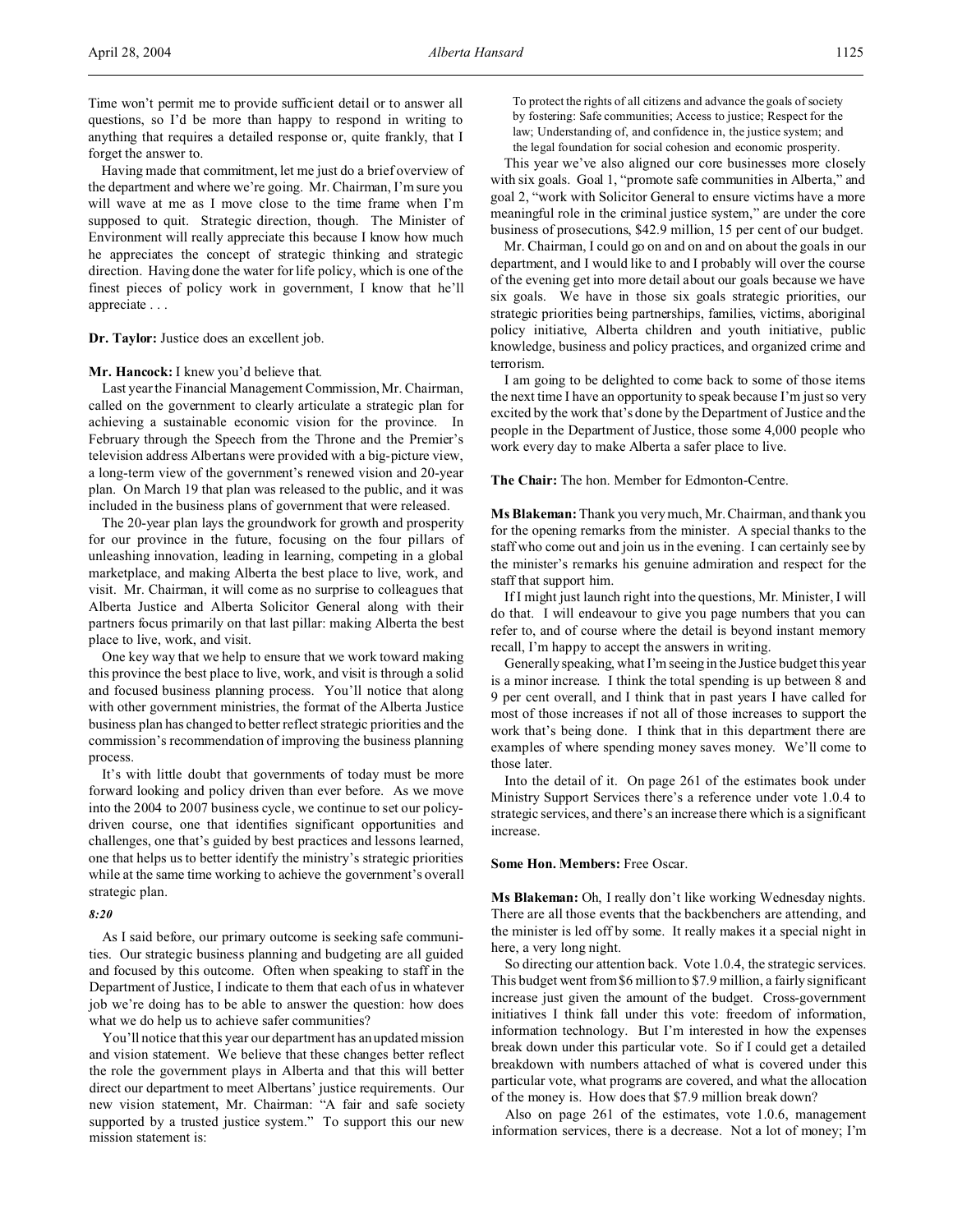Time won't permit me to provide sufficient detail or to answer all questions, so I'd be more than happy to respond in writing to anything that requires a detailed response or, quite frankly, that I forget the answer to.

Having made that commitment, let me just do a brief overview of the department and where we're going. Mr. Chairman, I'm sure you will wave at me as I move close to the time frame when I'm supposed to quit. Strategic direction, though. The Minister of Environment will really appreciate this because I know how much he appreciates the concept of strategic thinking and strategic direction. Having done the water for life policy, which is one of the finest pieces of policy work in government, I know that he'll appreciate . . .

**Dr. Taylor:** Justice does an excellent job.

**Mr. Hancock:** I knew you'd believe that.

Last year the Financial Management Commission, Mr. Chairman, called on the government to clearly articulate a strategic plan for achieving a sustainable economic vision for the province. In February through the Speech from the Throne and the Premier's television address Albertans were provided with a big-picture view, a long-term view of the government's renewed vision and 20-year plan. On March 19 that plan was released to the public, and it was included in the business plans of government that were released.

The 20-year plan lays the groundwork for growth and prosperity for our province in the future, focusing on the four pillars of unleashing innovation, leading in learning, competing in a global marketplace, and making Alberta the best place to live, work, and visit. Mr. Chairman, it will come as no surprise to colleagues that Alberta Justice and Alberta Solicitor General along with their partners focus primarily on that last pillar: making Alberta the best place to live, work, and visit.

One key way that we help to ensure that we work toward making this province the best place to live, work, and visit is through a solid and focused business planning process. You'll notice that along with other government ministries, the format of the Alberta Justice business plan has changed to better reflect strategic priorities and the commission's recommendation of improving the business planning process.

It's with little doubt that governments of today must be more forward looking and policy driven than ever before. As we move into the 2004 to 2007 business cycle, we continue to set our policy-driven course, one that identifies significant opportunities and challenges, one that's guided by best practices and lessons learned, one that helps us to better identify the ministry's strategic priorities while at the same time working to achieve the government's overall strategic plan.

*8:20*

As I said before, our primary outcome is seeking safe communities. Our strategic business planning and budgeting are all guided and focused by this outcome. Often when speaking to staff in the Department of Justice, I indicate to them that each of us in whatever job we're doing has to be able to answer the question: how does what we do help us to achieve safer communities?

You'll notice that this year our department has an updated mission and vision statement. We believe that these changes better reflect the role the government plays in Alberta and that this will better direct our department to meet Albertans' justice requirements. Our new vision statement, Mr. Chairman: "A fair and safe society supported by a trusted justice system." To support this our new mission statement is:

> To protect the rights of all citizens and advance the goals of society by fostering: Safe communities; Access to justice; Respect for the law; Understanding of, and confidence in, the justice system; and the legal foundation for social cohesion and economic prosperity.

This year we've also aligned our core businesses more closely with six goals. Goal 1, "promote safe communities in Alberta," and goal 2, "work with Solicitor General to ensure victims have a more meaningful role in the criminal justice system," are under the core business of prosecutions, $42.9 million, 15 per cent of our budget.

Mr. Chairman, I could go on and on and on about the goals in our department, and I would like to and I probably will over the course of the evening get into more detail about our goals because we have six goals. We have in those six goals strategic priorities, our strategic priorities being partnerships, families, victims, aboriginal policy initiative, Alberta children and youth initiative, public knowledge, business and policy practices, and organized crime and terrorism.

I am going to be delighted to come back to some of those items the next time I have an opportunity to speak because I'm just so very excited by the work that's done by the Department of Justice and the people in the Department of Justice, those some 4,000 people who work every day to make Alberta a safer place to live.

**The Chair:** The hon. Member for Edmonton-Centre.

**Ms Blakeman:** Thank you very much, Mr. Chairman, and thank you for the opening remarks from the minister. A special thanks to the staff who come out and join us in the evening. I can certainly see by the minister's remarks his genuine admiration and respect for the staff that support him.

If I might just launch right into the questions, Mr. Minister, I will do that. I will endeavour to give you page numbers that you can refer to, and of course where the detail is beyond instant memory recall, I'm happy to accept the answers in writing.

Generally speaking, what I'm seeing in the Justice budget this year is a minor increase. I think the total spending is up between 8 and 9 per cent overall, and I think that in past years I have called for most of those increases if not all of those increases to support the work that's being done. I think that in this department there are examples of where spending money saves money. We'll come to those later.

Into the detail of it. On page 261 of the estimates book under Ministry Support Services there's a reference under vote 1.0.4 to strategic services, and there's an increase there which is a significant increase.

**Some Hon. Members:** Free Oscar.

**Ms Blakeman:** Oh, I really don't like working Wednesday nights. There are all those events that the backbenchers are attending, and the minister is led off by some. It really makes it a special night in here, a very long night.

So directing our attention back. Vote 1.0.4, the strategic services. This budget went from $6 million to $7.9 million, a fairly significant increase just given the amount of the budget. Cross-government initiatives I think fall under this vote: freedom of information, information technology. But I'm interested in how the expenses break down under this particular vote. So if I could get a detailed breakdown with numbers attached of what is covered under this particular vote, what programs are covered, and what the allocation of the money is. How does that $7.9 million break down?

Also on page 261 of the estimates, vote 1.0.6, management information services, there is a decrease. Not a lot of money; I'm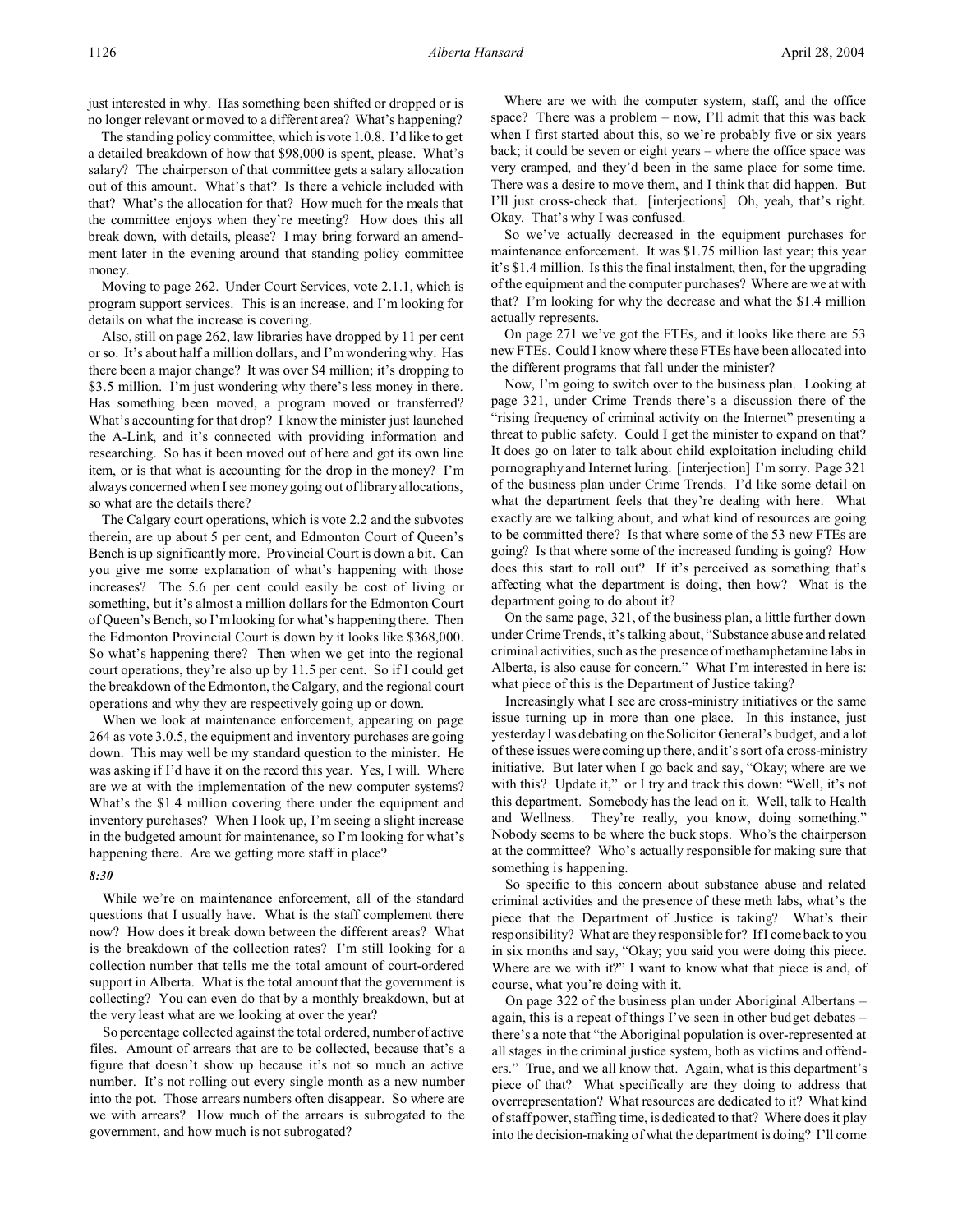just interested in why. Has something been shifted or dropped or is no longer relevant or moved to a different area? What's happening?

The standing policy committee, which is vote 1.0.8. I'd like to get a detailed breakdown of how that $98,000 is spent, please. What's salary? The chairperson of that committee gets a salary allocation out of this amount. What's that? Is there a vehicle included with that? What's the allocation for that? How much for the meals that the committee enjoys when they're meeting? How does this all break down, with details, please? I may bring forward an amendment later in the evening around that standing policy committee money.

Moving to page 262. Under Court Services, vote 2.1.1, which is program support services. This is an increase, and I'm looking for details on what the increase is covering.

Also, still on page 262, law libraries have dropped by 11 per cent or so. It's about half a million dollars, and I'm wondering why. Has there been a major change? It was over $4 million; it's dropping to $3.5 million. I'm just wondering why there's less money in there. Has something been moved, a program moved or transferred? What's accounting for that drop? I know the minister just launched the A-Link, and it's connected with providing information and researching. So has it been moved out of here and got its own line item, or is that what is accounting for the drop in the money? I'm always concerned when I see money going out of library allocations, so what are the details there?

The Calgary court operations, which is vote 2.2 and the subvotes therein, are up about 5 per cent, and Edmonton Court of Queen's Bench is up significantly more. Provincial Court is down a bit. Can you give me some explanation of what's happening with those increases? The 5.6 per cent could easily be cost of living or something, but it's almost a million dollars for the Edmonton Court of Queen's Bench, so I'm looking for what's happening there. Then the Edmonton Provincial Court is down by it looks like $368,000. So what's happening there? Then when we get into the regional court operations, they're also up by 11.5 per cent. So if I could get the breakdown of the Edmonton, the Calgary, and the regional court operations and why they are respectively going up or down.

When we look at maintenance enforcement, appearing on page 264 as vote 3.0.5, the equipment and inventory purchases are going down. This may well be my standard question to the minister. He was asking if I'd have it on the record this year. Yes, I will. Where are we at with the implementation of the new computer systems? What's the $1.4 million covering there under the equipment and inventory purchases? When I look up, I'm seeing a slight increase in the budgeted amount for maintenance, so I'm looking for what's happening there. Are we getting more staff in place?

*8:30*

While we're on maintenance enforcement, all of the standard questions that I usually have. What is the staff complement there now? How does it break down between the different areas? What is the breakdown of the collection rates? I'm still looking for a collection number that tells me the total amount of court-ordered support in Alberta. What is the total amount that the government is collecting? You can even do that by a monthly breakdown, but at the very least what are we looking at over the year?

So percentage collected against the total ordered, number of active files. Amount of arrears that are to be collected, because that's a figure that doesn't show up because it's not so much an active number. It's not rolling out every single month as a new number into the pot. Those arrears numbers often disappear. So where are we with arrears? How much of the arrears is subrogated to the government, and how much is not subrogated?

Where are we with the computer system, staff, and the office space? There was a problem – now, I'll admit that this was back when I first started about this, so we're probably five or six years back; it could be seven or eight years – where the office space was very cramped, and they'd been in the same place for some time. There was a desire to move them, and I think that did happen. But I'll just cross-check that. [interjections] Oh, yeah, that's right. Okay. That's why I was confused.

So we've actually decreased in the equipment purchases for maintenance enforcement. It was $1.75 million last year; this year it's $1.4 million. Is this the final instalment, then, for the upgrading of the equipment and the computer purchases? Where are we at with that? I'm looking for why the decrease and what the $1.4 million actually represents.

On page 271 we've got the FTEs, and it looks like there are 53 new FTEs. Could I know where these FTEs have been allocated into the different programs that fall under the minister?

Now, I'm going to switch over to the business plan. Looking at page 321, under Crime Trends there's a discussion there of the "rising frequency of criminal activity on the Internet" presenting a threat to public safety. Could I get the minister to expand on that? It does go on later to talk about child exploitation including child pornography and Internet luring. [interjection] I'm sorry. Page 321 of the business plan under Crime Trends. I'd like some detail on what the department feels that they're dealing with here. What exactly are we talking about, and what kind of resources are going to be committed there? Is that where some of the 53 new FTEs are going? Is that where some of the increased funding is going? How does this start to roll out? If it's perceived as something that's affecting what the department is doing, then how? What is the department going to do about it?

On the same page, 321, of the business plan, a little further down under Crime Trends, it's talking about, "Substance abuse and related criminal activities, such as the presence of methamphetamine labs in Alberta, is also cause for concern." What I'm interested in here is: what piece of this is the Department of Justice taking?

Increasingly what I see are cross-ministry initiatives or the same issue turning up in more than one place. In this instance, just yesterday I was debating on the Solicitor General's budget, and a lot of these issues were coming up there, and it's sort of a cross-ministry initiative. But later when I go back and say, "Okay; where are we with this? Update it," or I try and track this down: "Well, it's not this department. Somebody has the lead on it. Well, talk to Health and Wellness. They're really, you know, doing something." Nobody seems to be where the buck stops. Who's the chairperson at the committee? Who's actually responsible for making sure that something is happening.

So specific to this concern about substance abuse and related criminal activities and the presence of these meth labs, what's the piece that the Department of Justice is taking? What's their responsibility? What are they responsible for? If I come back to you in six months and say, "Okay; you said you were doing this piece. Where are we with it?" I want to know what that piece is and, of course, what you're doing with it.

On page 322 of the business plan under Aboriginal Albertans – again, this is a repeat of things I've seen in other budget debates – there's a note that "the Aboriginal population is over-represented at all stages in the criminal justice system, both as victims and offenders." True, and we all know that. Again, what is this department's piece of that? What specifically are they doing to address that overrepresentation? What resources are dedicated to it? What kind of staff power, staffing time, is dedicated to that? Where does it play into the decision-making of what the department is doing? I'll come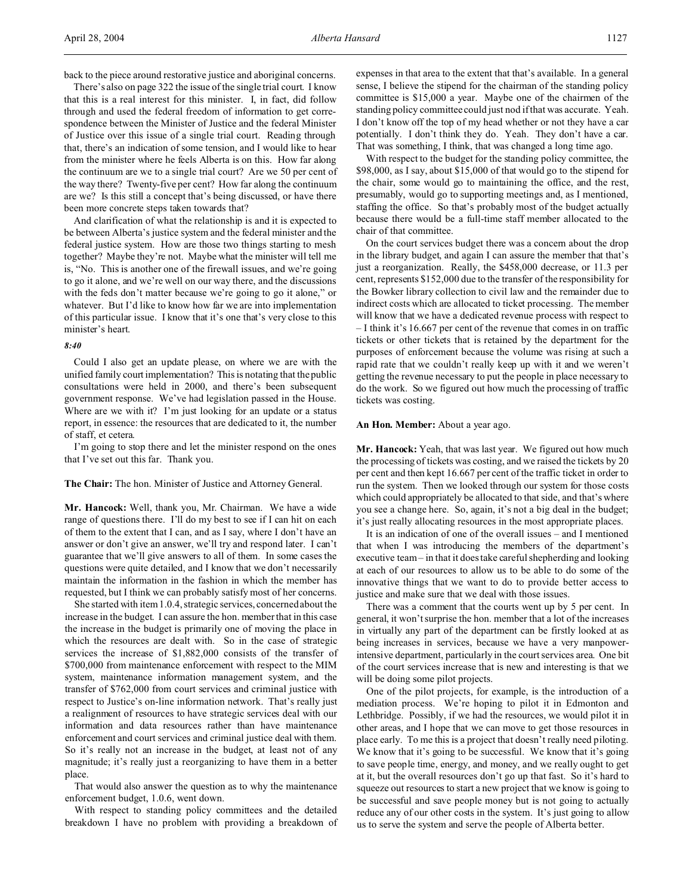back to the piece around restorative justice and aboriginal concerns.

There's also on page 322 the issue of the single trial court. I know that this is a real interest for this minister. I, in fact, did follow through and used the federal freedom of information to get correspondence between the Minister of Justice and the federal Minister of Justice over this issue of a single trial court. Reading through that, there's an indication of some tension, and I would like to hear from the minister where he feels Alberta is on this. How far along the continuum are we to a single trial court? Are we 50 per cent of the way there? Twenty-five per cent? How far along the continuum are we? Is this still a concept that's being discussed, or have there been more concrete steps taken towards that?

And clarification of what the relationship is and it is expected to be between Alberta's justice system and the federal minister and the federal justice system. How are those two things starting to mesh together? Maybe they're not. Maybe what the minister will tell me is, "No. This is another one of the firewall issues, and we're going to go it alone, and we're well on our way there, and the discussions with the feds don't matter because we're going to go it alone," or whatever. But I'd like to know how far we are into implementation of this particular issue. I know that it's one that's very close to this minister's heart.

*8:40*

Could I also get an update please, on where we are with the unified family court implementation? This is notating that the public consultations were held in 2000, and there's been subsequent government response. We've had legislation passed in the House. Where are we with it? I'm just looking for an update or a status report, in essence: the resources that are dedicated to it, the number of staff, et cetera.

I'm going to stop there and let the minister respond on the ones that I've set out this far. Thank you.

**The Chair:** The hon. Minister of Justice and Attorney General.

**Mr. Hancock:** Well, thank you, Mr. Chairman. We have a wide range of questions there. I'll do my best to see if I can hit on each of them to the extent that I can, and as I say, where I don't have an answer or don't give an answer, we'll try and respond later. I can't guarantee that we'll give answers to all of them. In some cases the questions were quite detailed, and I know that we don't necessarily maintain the information in the fashion in which the member has requested, but I think we can probably satisfy most of her concerns.

She started with item 1.0.4, strategic services, concerned about the increase in the budget. I can assure the hon. member that in this case the increase in the budget is primarily one of moving the place in which the resources are dealt with. So in the case of strategic services the increase of $1,882,000 consists of the transfer of $700,000 from maintenance enforcement with respect to the MIM system, maintenance information management system, and the transfer of $762,000 from court services and criminal justice with respect to Justice's on-line information network. That's really just a realignment of resources to have strategic services deal with our information and data resources rather than have maintenance enforcement and court services and criminal justice deal with them. So it's really not an increase in the budget, at least not of any magnitude; it's really just a reorganizing to have them in a better place.

That would also answer the question as to why the maintenance enforcement budget, 1.0.6, went down.

With respect to standing policy committees and the detailed breakdown I have no problem with providing a breakdown of expenses in that area to the extent that that's available. In a general sense, I believe the stipend for the chairman of the standing policy committee is $15,000 a year. Maybe one of the chairmen of the standing policy committee could just nod if that was accurate. Yeah. I don't know off the top of my head whether or not they have a car potentially. I don't think they do. Yeah. They don't have a car. That was something, I think, that was changed a long time ago.

With respect to the budget for the standing policy committee, the $98,000, as I say, about $15,000 of that would go to the stipend for the chair, some would go to maintaining the office, and the rest, presumably, would go to supporting meetings and, as I mentioned, staffing the office. So that's probably most of the budget actually because there would be a full-time staff member allocated to the chair of that committee.

On the court services budget there was a concern about the drop in the library budget, and again I can assure the member that that's just a reorganization. Really, the $458,000 decrease, or 11.3 per cent, represents $152,000 due to the transfer of the responsibility for the Bowker library collection to civil law and the remainder due to indirect costs which are allocated to ticket processing. The member will know that we have a dedicated revenue process with respect to – I think it's 16.667 per cent of the revenue that comes in on traffic tickets or other tickets that is retained by the department for the purposes of enforcement because the volume was rising at such a rapid rate that we couldn't really keep up with it and we weren't getting the revenue necessary to put the people in place necessary to do the work. So we figured out how much the processing of traffic tickets was costing.

**An Hon. Member:** About a year ago.

**Mr. Hancock:** Yeah, that was last year. We figured out how much the processing of tickets was costing, and we raised the tickets by 20 per cent and then kept 16.667 per cent of the traffic ticket in order to run the system. Then we looked through our system for those costs which could appropriately be allocated to that side, and that's where you see a change here. So, again, it's not a big deal in the budget; it's just really allocating resources in the most appropriate places.

It is an indication of one of the overall issues – and I mentioned that when I was introducing the members of the department's executive team – in that it does take careful shepherding and looking at each of our resources to allow us to be able to do some of the innovative things that we want to do to provide better access to justice and make sure that we deal with those issues.

There was a comment that the courts went up by 5 per cent. In general, it won't surprise the hon. member that a lot of the increases in virtually any part of the department can be firstly looked at as being increases in services, because we have a very manpower-intensive department, particularly in the court services area. One bit of the court services increase that is new and interesting is that we will be doing some pilot projects.

One of the pilot projects, for example, is the introduction of a mediation process. We're hoping to pilot it in Edmonton and Lethbridge. Possibly, if we had the resources, we would pilot it in other areas, and I hope that we can move to get those resources in place early. To me this is a project that doesn't really need piloting. We know that it's going to be successful. We know that it's going to save people time, energy, and money, and we really ought to get at it, but the overall resources don't go up that fast. So it's hard to squeeze out resources to start a new project that we know is going to be successful and save people money but is not going to actually reduce any of our other costs in the system. It's just going to allow us to serve the system and serve the people of Alberta better.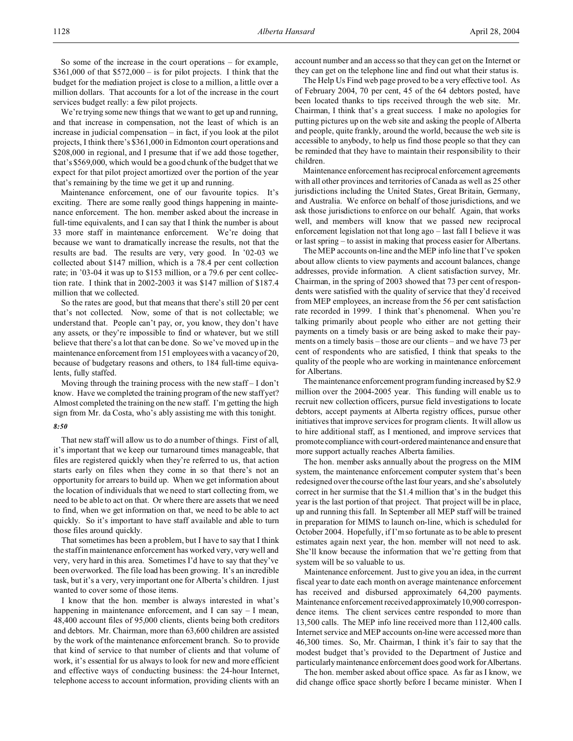So some of the increase in the court operations – for example, $361,000 of that $572,000 – is for pilot projects. I think that the budget for the mediation project is close to a million, a little over a million dollars. That accounts for a lot of the increase in the court services budget really: a few pilot projects.

We're trying some new things that we want to get up and running, and that increase in compensation, not the least of which is an increase in judicial compensation – in fact, if you look at the pilot projects, I think there's $361,000 in Edmonton court operations and $208,000 in regional, and I presume that if we add those together, that's $569,000, which would be a good chunk of the budget that we expect for that pilot project amortized over the portion of the year that's remaining by the time we get it up and running.

Maintenance enforcement, one of our favourite topics. It's exciting. There are some really good things happening in maintenance enforcement. The hon. member asked about the increase in full-time equivalents, and I can say that I think the number is about 33 more staff in maintenance enforcement. We're doing that because we want to dramatically increase the results, not that the results are bad. The results are very, very good. In '02-03 we collected about $147 million, which is a 78.4 per cent collection rate; in '03-04 it was up to $153 million, or a 79.6 per cent collection rate. I think that in 2002-2003 it was $147 million of $187.4 million that we collected.

So the rates are good, but that means that there's still 20 per cent that's not collected. Now, some of that is not collectable; we understand that. People can't pay, or, you know, they don't have any assets, or they're impossible to find or whatever, but we still believe that there's a lot that can be done. So we've moved up in the maintenance enforcement from 151 employees with a vacancy of 20, because of budgetary reasons and others, to 184 full-time equivalents, fully staffed.

Moving through the training process with the new staff – I don't know. Have we completed the training program of the new staff yet? Almost completed the training on the new staff. I'm getting the high sign from Mr. da Costa, who's ably assisting me with this tonight.

*8:50*

That new staff will allow us to do a number of things. First of all, it's important that we keep our turnaround times manageable, that files are registered quickly when they're referred to us, that action starts early on files when they come in so that there's not an opportunity for arrears to build up. When we get information about the location of individuals that we need to start collecting from, we need to be able to act on that. Or where there are assets that we need to find, when we get information on that, we need to be able to act quickly. So it's important to have staff available and able to turn those files around quickly.

That sometimes has been a problem, but I have to say that I think the staff in maintenance enforcement has worked very, very well and very, very hard in this area. Sometimes I'd have to say that they've been overworked. The file load has been growing. It's an incredible task, but it's a very, very important one for Alberta's children. I just wanted to cover some of those items.

I know that the hon. member is always interested in what's happening in maintenance enforcement, and I can say – I mean, 48,400 account files of 95,000 clients, clients being both creditors and debtors. Mr. Chairman, more than 63,600 children are assisted by the work of the maintenance enforcement branch. So to provide that kind of service to that number of clients and that volume of work, it's essential for us always to look for new and more efficient and effective ways of conducting business: the 24-hour Internet, telephone access to account information, providing clients with an account number and an access so that they can get on the Internet or they can get on the telephone line and find out what their status is.

The Help Us Find web page proved to be a very effective tool. As of February 2004, 70 per cent, 45 of the 64 debtors posted, have been located thanks to tips received through the web site. Mr. Chairman, I think that's a great success. I make no apologies for putting pictures up on the web site and asking the people of Alberta and people, quite frankly, around the world, because the web site is accessible to anybody, to help us find those people so that they can be reminded that they have to maintain their responsibility to their children.

Maintenance enforcement has reciprocal enforcement agreements with all other provinces and territories of Canada as well as 25 other jurisdictions including the United States, Great Britain, Germany, and Australia. We enforce on behalf of those jurisdictions, and we ask those jurisdictions to enforce on our behalf. Again, that works well, and members will know that we passed new reciprocal enforcement legislation not that long ago – last fall I believe it was or last spring – to assist in making that process easier for Albertans.

The MEP accounts on-line and the MEP info line that I've spoken about allow clients to view payments and account balances, change addresses, provide information. A client satisfaction survey, Mr. Chairman, in the spring of 2003 showed that 73 per cent of respondents were satisfied with the quality of service that they'd received from MEP employees, an increase from the 56 per cent satisfaction rate recorded in 1999. I think that's phenomenal. When you're talking primarily about people who either are not getting their payments on a timely basis or are being asked to make their payments on a timely basis – those are our clients – and we have 73 per cent of respondents who are satisfied, I think that speaks to the quality of the people who are working in maintenance enforcement for Albertans.

The maintenance enforcement program funding increased by $2.9 million over the 2004-2005 year. This funding will enable us to recruit new collection officers, pursue field investigations to locate debtors, accept payments at Alberta registry offices, pursue other initiatives that improve services for program clients. It will allow us to hire additional staff, as I mentioned, and improve services that promote compliance with court-ordered maintenance and ensure that more support actually reaches Alberta families.

The hon. member asks annually about the progress on the MIM system, the maintenance enforcement computer system that's been redesigned over the course of the last four years, and she's absolutely correct in her surmise that the $1.4 million that's in the budget this year is the last portion of that project. That project will be in place, up and running this fall. In September all MEP staff will be trained in preparation for MIMS to launch on-line, which is scheduled for October 2004. Hopefully, if I'm so fortunate as to be able to present estimates again next year, the hon. member will not need to ask. She'll know because the information that we're getting from that system will be so valuable to us.

Maintenance enforcement. Just to give you an idea, in the current fiscal year to date each month on average maintenance enforcement has received and disbursed approximately 64,200 payments. Maintenance enforcement received approximately 10,900 correspondence items. The client services centre responded to more than 13,500 calls. The MEP info line received more than 112,400 calls. Internet service and MEP accounts on-line were accessed more than 46,300 times. So, Mr. Chairman, I think it's fair to say that the modest budget that's provided to the Department of Justice and particularly maintenance enforcement does good work for Albertans.

The hon. member asked about office space. As far as I know, we did change office space shortly before I became minister. When I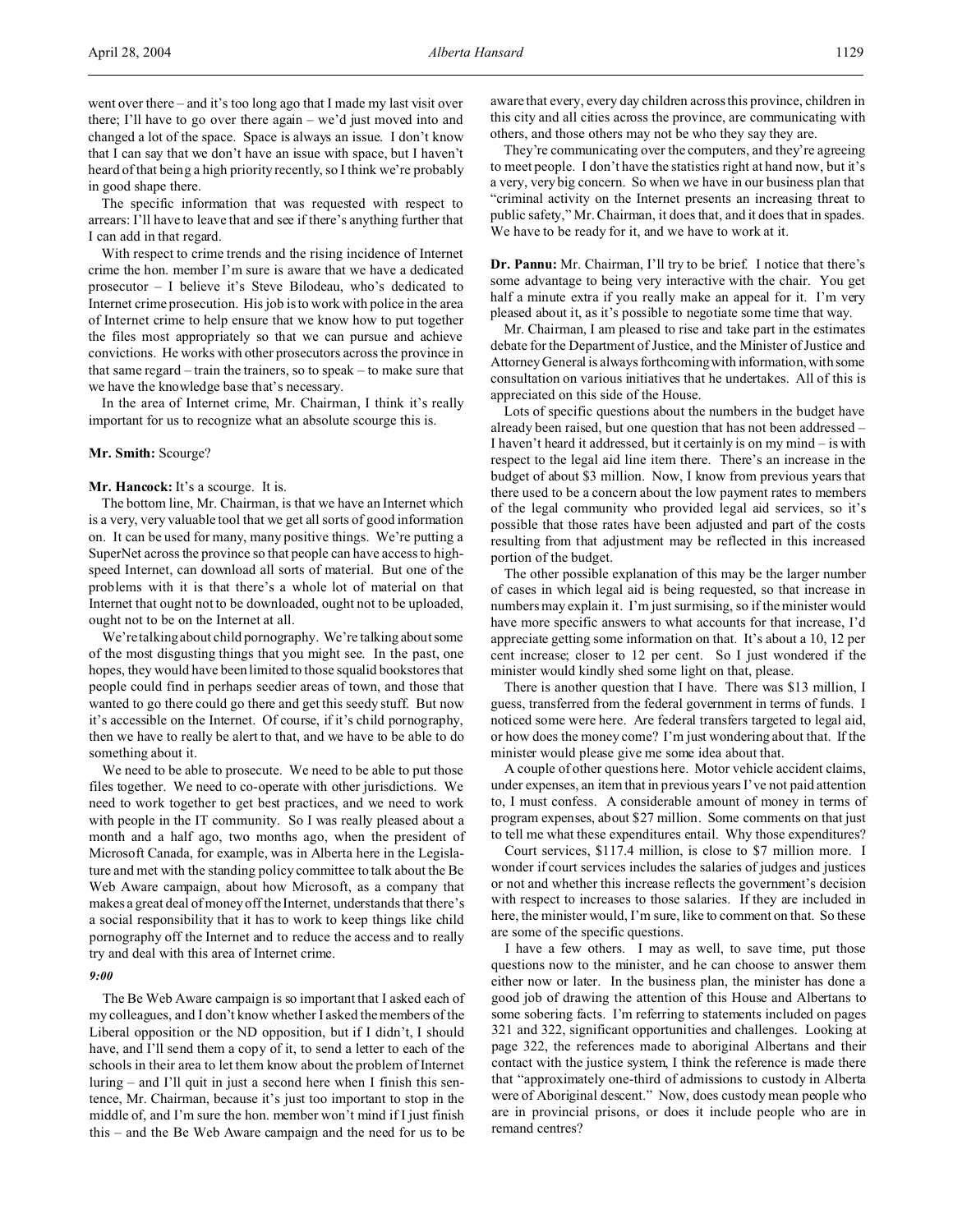went over there – and it's too long ago that I made my last visit over there; I'll have to go over there again – we'd just moved into and changed a lot of the space. Space is always an issue. I don't know that I can say that we don't have an issue with space, but I haven't heard of that being a high priority recently, so I think we're probably in good shape there.

The specific information that was requested with respect to arrears: I'll have to leave that and see if there's anything further that I can add in that regard.

With respect to crime trends and the rising incidence of Internet crime the hon. member I'm sure is aware that we have a dedicated prosecutor – I believe it's Steve Bilodeau, who's dedicated to Internet crime prosecution. His job is to work with police in the area of Internet crime to help ensure that we know how to put together the files most appropriately so that we can pursue and achieve convictions. He works with other prosecutors across the province in that same regard – train the trainers, so to speak – to make sure that we have the knowledge base that's necessary.

In the area of Internet crime, Mr. Chairman, I think it's really important for us to recognize what an absolute scourge this is.

**Mr. Smith:** Scourge?

**Mr. Hancock:** It's a scourge. It is.

The bottom line, Mr. Chairman, is that we have an Internet which is a very, very valuable tool that we get all sorts of good information on. It can be used for many, many positive things. We're putting a SuperNet across the province so that people can have access to high-speed Internet, can download all sorts of material. But one of the problems with it is that there's a whole lot of material on that Internet that ought not to be downloaded, ought not to be uploaded, ought not to be on the Internet at all.

We're talking about child pornography. We're talking about some of the most disgusting things that you might see. In the past, one hopes, they would have been limited to those squalid bookstores that people could find in perhaps seedier areas of town, and those that wanted to go there could go there and get this seedy stuff. But now it's accessible on the Internet. Of course, if it's child pornography, then we have to really be alert to that, and we have to be able to do something about it.

We need to be able to prosecute. We need to be able to put those files together. We need to co-operate with other jurisdictions. We need to work together to get best practices, and we need to work with people in the IT community. So I was really pleased about a month and a half ago, two months ago, when the president of Microsoft Canada, for example, was in Alberta here in the Legislature and met with the standing policy committee to talk about the Be Web Aware campaign, about how Microsoft, as a company that makes a great deal of money off the Internet, understands that there's a social responsibility that it has to work to keep things like child pornography off the Internet and to reduce the access and to really try and deal with this area of Internet crime.

*9:00*

The Be Web Aware campaign is so important that I asked each of my colleagues, and I don't know whether I asked the members of the Liberal opposition or the ND opposition, but if I didn't, I should have, and I'll send them a copy of it, to send a letter to each of the schools in their area to let them know about the problem of Internet luring – and I'll quit in just a second here when I finish this sentence, Mr. Chairman, because it's just too important to stop in the middle of, and I'm sure the hon. member won't mind if I just finish this – and the Be Web Aware campaign and the need for us to be aware that every, every day children across this province, children in this city and all cities across the province, are communicating with others, and those others may not be who they say they are.

They're communicating over the computers, and they're agreeing to meet people. I don't have the statistics right at hand now, but it's a very, very big concern. So when we have in our business plan that "criminal activity on the Internet presents an increasing threat to public safety," Mr. Chairman, it does that, and it does that in spades. We have to be ready for it, and we have to work at it.

**Dr. Pannu:** Mr. Chairman, I'll try to be brief. I notice that there's some advantage to being very interactive with the chair. You get half a minute extra if you really make an appeal for it. I'm very pleased about it, as it's possible to negotiate some time that way.

Mr. Chairman, I am pleased to rise and take part in the estimates debate for the Department of Justice, and the Minister of Justice and Attorney General is always forthcoming with information, with some consultation on various initiatives that he undertakes. All of this is appreciated on this side of the House.

Lots of specific questions about the numbers in the budget have already been raised, but one question that has not been addressed – I haven't heard it addressed, but it certainly is on my mind – is with respect to the legal aid line item there. There's an increase in the budget of about $3 million. Now, I know from previous years that there used to be a concern about the low payment rates to members of the legal community who provided legal aid services, so it's possible that those rates have been adjusted and part of the costs resulting from that adjustment may be reflected in this increased portion of the budget.

The other possible explanation of this may be the larger number of cases in which legal aid is being requested, so that increase in numbers may explain it. I'm just surmising, so if the minister would have more specific answers to what accounts for that increase, I'd appreciate getting some information on that. It's about a 10, 12 per cent increase; closer to 12 per cent. So I just wondered if the minister would kindly shed some light on that, please.

There is another question that I have. There was $13 million, I guess, transferred from the federal government in terms of funds. I noticed some were here. Are federal transfers targeted to legal aid, or how does the money come? I'm just wondering about that. If the minister would please give me some idea about that.

A couple of other questions here. Motor vehicle accident claims, under expenses, an item that in previous years I've not paid attention to, I must confess. A considerable amount of money in terms of program expenses, about $27 million. Some comments on that just to tell me what these expenditures entail. Why those expenditures?

Court services, $117.4 million, is close to $7 million more. I wonder if court services includes the salaries of judges and justices or not and whether this increase reflects the government's decision with respect to increases to those salaries. If they are included in here, the minister would, I'm sure, like to comment on that. So these are some of the specific questions.

I have a few others. I may as well, to save time, put those questions now to the minister, and he can choose to answer them either now or later. In the business plan, the minister has done a good job of drawing the attention of this House and Albertans to some sobering facts. I'm referring to statements included on pages 321 and 322, significant opportunities and challenges. Looking at page 322, the references made to aboriginal Albertans and their contact with the justice system, I think the reference is made there that "approximately one-third of admissions to custody in Alberta were of Aboriginal descent." Now, does custody mean people who are in provincial prisons, or does it include people who are in remand centres?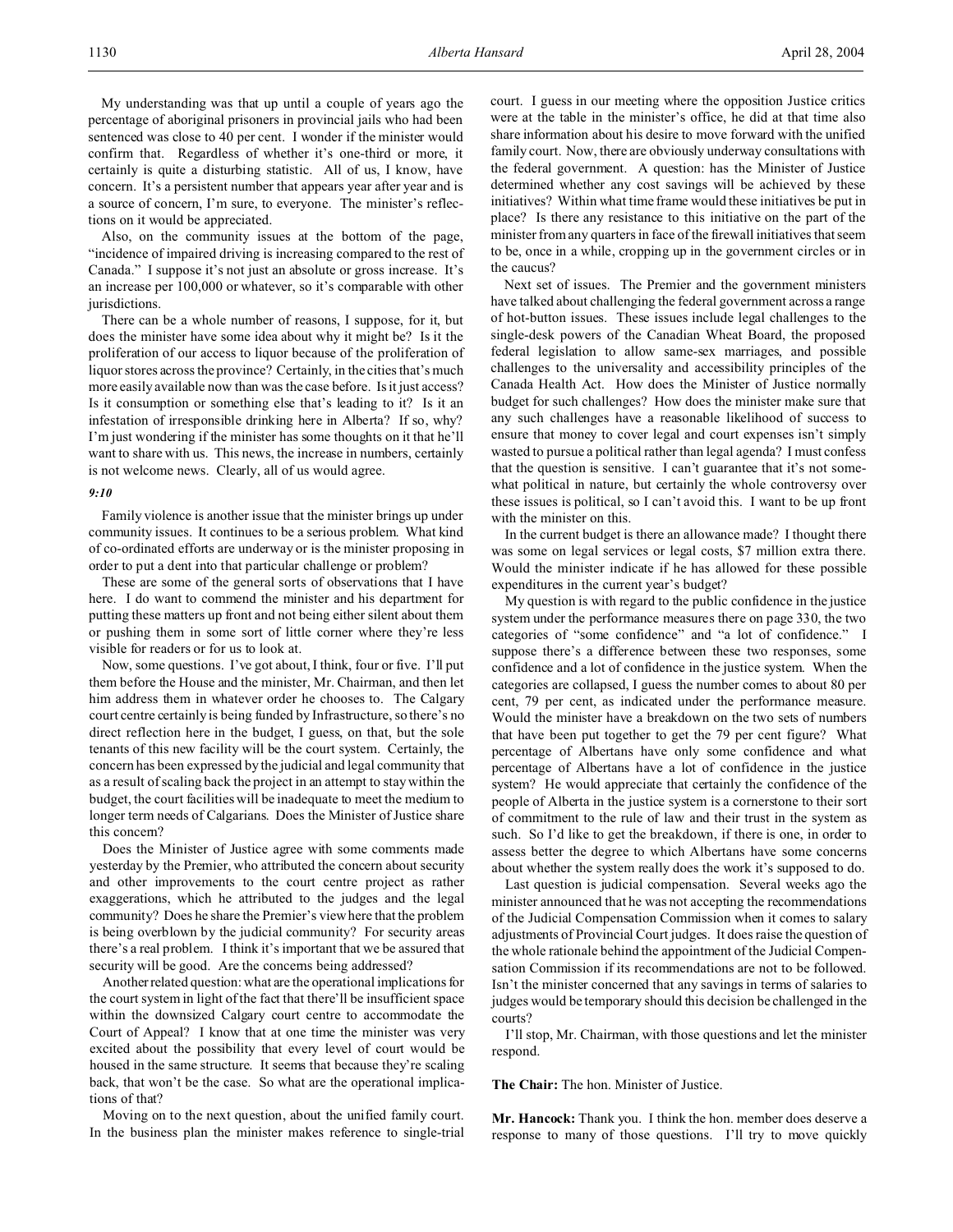My understanding was that up until a couple of years ago the percentage of aboriginal prisoners in provincial jails who had been sentenced was close to 40 per cent. I wonder if the minister would confirm that. Regardless of whether it's one-third or more, it certainly is quite a disturbing statistic. All of us, I know, have concern. It's a persistent number that appears year after year and is a source of concern, I'm sure, to everyone. The minister's reflections on it would be appreciated.

Also, on the community issues at the bottom of the page, "incidence of impaired driving is increasing compared to the rest of Canada." I suppose it's not just an absolute or gross increase. It's an increase per 100,000 or whatever, so it's comparable with other jurisdictions.

There can be a whole number of reasons, I suppose, for it, but does the minister have some idea about why it might be? Is it the proliferation of our access to liquor because of the proliferation of liquor stores across the province? Certainly, in the cities that's much more easily available now than was the case before. Is it just access? Is it consumption or something else that's leading to it? Is it an infestation of irresponsible drinking here in Alberta? If so, why? I'm just wondering if the minister has some thoughts on it that he'll want to share with us. This news, the increase in numbers, certainly is not welcome news. Clearly, all of us would agree.

*9:10*

Family violence is another issue that the minister brings up under community issues. It continues to be a serious problem. What kind of co-ordinated efforts are underway or is the minister proposing in order to put a dent into that particular challenge or problem?

These are some of the general sorts of observations that I have here. I do want to commend the minister and his department for putting these matters up front and not being either silent about them or pushing them in some sort of little corner where they're less visible for readers or for us to look at.

Now, some questions. I've got about, I think, four or five. I'll put them before the House and the minister, Mr. Chairman, and then let him address them in whatever order he chooses to. The Calgary court centre certainly is being funded by Infrastructure, so there's no direct reflection here in the budget, I guess, on that, but the sole tenants of this new facility will be the court system. Certainly, the concern has been expressed by the judicial and legal community that as a result of scaling back the project in an attempt to stay within the budget, the court facilities will be inadequate to meet the medium to longer term needs of Calgarians. Does the Minister of Justice share this concern?

Does the Minister of Justice agree with some comments made yesterday by the Premier, who attributed the concern about security and other improvements to the court centre project as rather exaggerations, which he attributed to the judges and the legal community? Does he share the Premier's view here that the problem is being overblown by the judicial community? For security areas there's a real problem. I think it's important that we be assured that security will be good. Are the concerns being addressed?

Another related question: what are the operational implications for the court system in light of the fact that there'll be insufficient space within the downsized Calgary court centre to accommodate the Court of Appeal? I know that at one time the minister was very excited about the possibility that every level of court would be housed in the same structure. It seems that because they're scaling back, that won't be the case. So what are the operational implications of that?

Moving on to the next question, about the unified family court. In the business plan the minister makes reference to single-trial court. I guess in our meeting where the opposition Justice critics were at the table in the minister's office, he did at that time also share information about his desire to move forward with the unified family court. Now, there are obviously underway consultations with the federal government. A question: has the Minister of Justice determined whether any cost savings will be achieved by these initiatives? Within what time frame would these initiatives be put in place? Is there any resistance to this initiative on the part of the minister from any quarters in face of the firewall initiatives that seem to be, once in a while, cropping up in the government circles or in the caucus?

Next set of issues. The Premier and the government ministers have talked about challenging the federal government across a range of hot-button issues. These issues include legal challenges to the single-desk powers of the Canadian Wheat Board, the proposed federal legislation to allow same-sex marriages, and possible challenges to the universality and accessibility principles of the Canada Health Act. How does the Minister of Justice normally budget for such challenges? How does the minister make sure that any such challenges have a reasonable likelihood of success to ensure that money to cover legal and court expenses isn't simply wasted to pursue a political rather than legal agenda? I must confess that the question is sensitive. I can't guarantee that it's not somewhat political in nature, but certainly the whole controversy over these issues is political, so I can't avoid this. I want to be up front with the minister on this.

In the current budget is there an allowance made? I thought there was some on legal services or legal costs, $7 million extra there. Would the minister indicate if he has allowed for these possible expenditures in the current year's budget?

My question is with regard to the public confidence in the justice system under the performance measures there on page 330, the two categories of "some confidence" and "a lot of confidence." I suppose there's a difference between these two responses, some confidence and a lot of confidence in the justice system. When the categories are collapsed, I guess the number comes to about 80 per cent, 79 per cent, as indicated under the performance measure. Would the minister have a breakdown on the two sets of numbers that have been put together to get the 79 per cent figure? What percentage of Albertans have only some confidence and what percentage of Albertans have a lot of confidence in the justice system? He would appreciate that certainly the confidence of the people of Alberta in the justice system is a cornerstone to their sort of commitment to the rule of law and their trust in the system as such. So I'd like to get the breakdown, if there is one, in order to assess better the degree to which Albertans have some concerns about whether the system really does the work it's supposed to do.

Last question is judicial compensation. Several weeks ago the minister announced that he was not accepting the recommendations of the Judicial Compensation Commission when it comes to salary adjustments of Provincial Court judges. It does raise the question of the whole rationale behind the appointment of the Judicial Compensation Commission if its recommendations are not to be followed. Isn't the minister concerned that any savings in terms of salaries to judges would be temporary should this decision be challenged in the courts?

I'll stop, Mr. Chairman, with those questions and let the minister respond.

**The Chair:** The hon. Minister of Justice.

**Mr. Hancock:** Thank you. I think the hon. member does deserve a response to many of those questions. I'll try to move quickly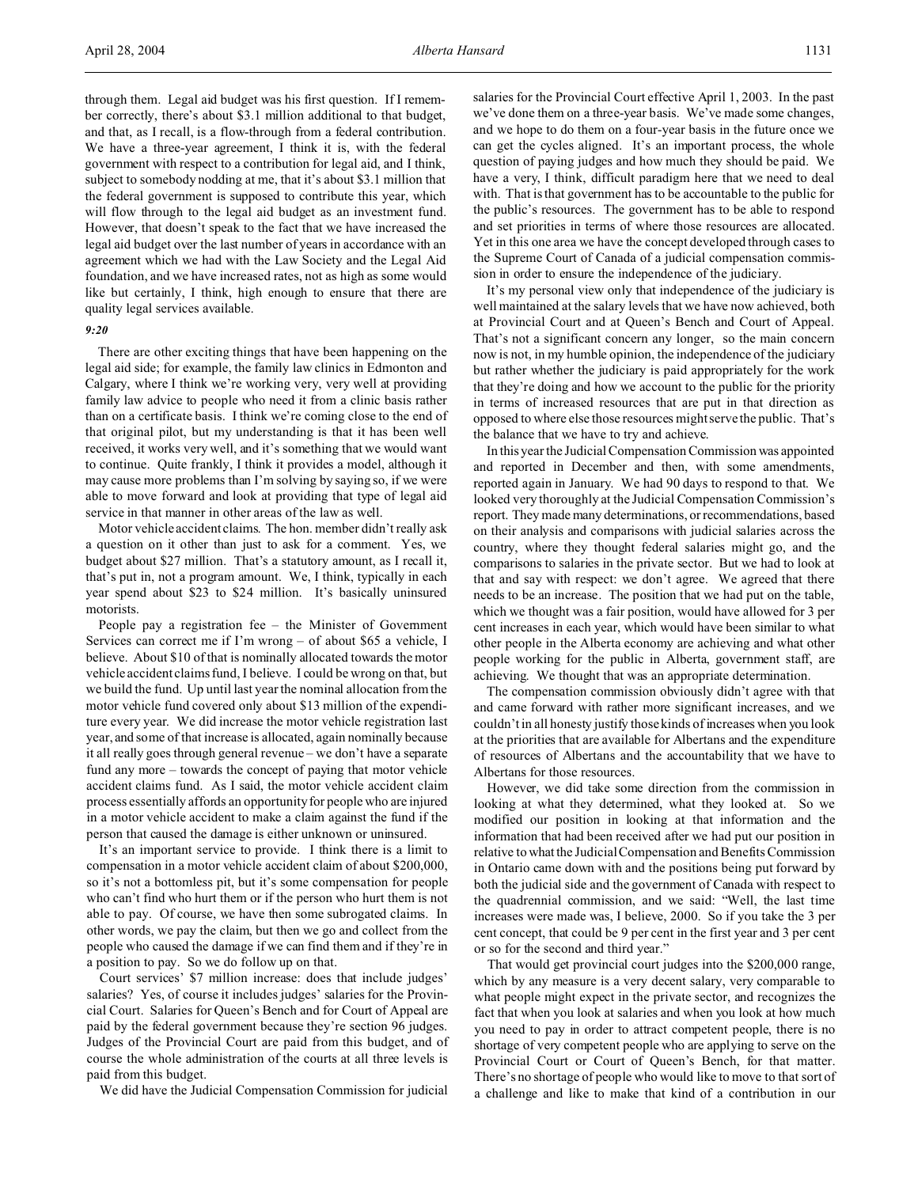through them. Legal aid budget was his first question. If I remember correctly, there's about $3.1 million additional to that budget, and that, as I recall, is a flow-through from a federal contribution. We have a three-year agreement, I think it is, with the federal government with respect to a contribution for legal aid, and I think, subject to somebody nodding at me, that it's about $3.1 million that the federal government is supposed to contribute this year, which will flow through to the legal aid budget as an investment fund. However, that doesn't speak to the fact that we have increased the legal aid budget over the last number of years in accordance with an agreement which we had with the Law Society and the Legal Aid foundation, and we have increased rates, not as high as some would like but certainly, I think, high enough to ensure that there are quality legal services available.

*9:20*

There are other exciting things that have been happening on the legal aid side; for example, the family law clinics in Edmonton and Calgary, where I think we're working very, very well at providing family law advice to people who need it from a clinic basis rather than on a certificate basis. I think we're coming close to the end of that original pilot, but my understanding is that it has been well received, it works very well, and it's something that we would want to continue. Quite frankly, I think it provides a model, although it may cause more problems than I'm solving by saying so, if we were able to move forward and look at providing that type of legal aid service in that manner in other areas of the law as well.

Motor vehicle accident claims. The hon. member didn't really ask a question on it other than just to ask for a comment. Yes, we budget about $27 million. That's a statutory amount, as I recall it, that's put in, not a program amount. We, I think, typically in each year spend about $23 to $24 million. It's basically uninsured motorists.

People pay a registration fee – the Minister of Government Services can correct me if I'm wrong – of about $65 a vehicle, I believe. About $10 of that is nominally allocated towards the motor vehicle accident claims fund, I believe. I could be wrong on that, but we build the fund. Up until last year the nominal allocation from the motor vehicle fund covered only about $13 million of the expenditure every year. We did increase the motor vehicle registration last year, and some of that increase is allocated, again nominally because it all really goes through general revenue – we don't have a separate fund any more – towards the concept of paying that motor vehicle accident claims fund. As I said, the motor vehicle accident claim process essentially affords an opportunity for people who are injured in a motor vehicle accident to make a claim against the fund if the person that caused the damage is either unknown or uninsured.

It's an important service to provide. I think there is a limit to compensation in a motor vehicle accident claim of about $200,000, so it's not a bottomless pit, but it's some compensation for people who can't find who hurt them or if the person who hurt them is not able to pay. Of course, we have then some subrogated claims. In other words, we pay the claim, but then we go and collect from the people who caused the damage if we can find them and if they're in a position to pay. So we do follow up on that.

Court services' $7 million increase: does that include judges' salaries? Yes, of course it includes judges' salaries for the Provincial Court. Salaries for Queen's Bench and for Court of Appeal are paid by the federal government because they're section 96 judges. Judges of the Provincial Court are paid from this budget, and of course the whole administration of the courts at all three levels is paid from this budget.

We did have the Judicial Compensation Commission for judicial salaries for the Provincial Court effective April 1, 2003. In the past we've done them on a three-year basis. We've made some changes, and we hope to do them on a four-year basis in the future once we can get the cycles aligned. It's an important process, the whole question of paying judges and how much they should be paid. We have a very, I think, difficult paradigm here that we need to deal with. That is that government has to be accountable to the public for the public's resources. The government has to be able to respond and set priorities in terms of where those resources are allocated. Yet in this one area we have the concept developed through cases to the Supreme Court of Canada of a judicial compensation commission in order to ensure the independence of the judiciary.

It's my personal view only that independence of the judiciary is well maintained at the salary levels that we have now achieved, both at Provincial Court and at Queen's Bench and Court of Appeal. That's not a significant concern any longer, so the main concern now is not, in my humble opinion, the independence of the judiciary but rather whether the judiciary is paid appropriately for the work that they're doing and how we account to the public for the priority in terms of increased resources that are put in that direction as opposed to where else those resources might serve the public. That's the balance that we have to try and achieve.

In this year the Judicial Compensation Commission was appointed and reported in December and then, with some amendments, reported again in January. We had 90 days to respond to that. We looked very thoroughly at the Judicial Compensation Commission's report. They made many determinations, or recommendations, based on their analysis and comparisons with judicial salaries across the country, where they thought federal salaries might go, and the comparisons to salaries in the private sector. But we had to look at that and say with respect: we don't agree. We agreed that there needs to be an increase. The position that we had put on the table, which we thought was a fair position, would have allowed for 3 per cent increases in each year, which would have been similar to what other people in the Alberta economy are achieving and what other people working for the public in Alberta, government staff, are achieving. We thought that was an appropriate determination.

The compensation commission obviously didn't agree with that and came forward with rather more significant increases, and we couldn't in all honesty justify those kinds of increases when you look at the priorities that are available for Albertans and the expenditure of resources of Albertans and the accountability that we have to Albertans for those resources.

However, we did take some direction from the commission in looking at what they determined, what they looked at. So we modified our position in looking at that information and the information that had been received after we had put our position in relative to what the Judicial Compensation and Benefits Commission in Ontario came down with and the positions being put forward by both the judicial side and the government of Canada with respect to the quadrennial commission, and we said: "Well, the last time increases were made was, I believe, 2000. So if you take the 3 per cent concept, that could be 9 per cent in the first year and 3 per cent or so for the second and third year."

That would get provincial court judges into the $200,000 range, which by any measure is a very decent salary, very comparable to what people might expect in the private sector, and recognizes the fact that when you look at salaries and when you look at how much you need to pay in order to attract competent people, there is no shortage of very competent people who are applying to serve on the Provincial Court or Court of Queen's Bench, for that matter. There's no shortage of people who would like to move to that sort of a challenge and like to make that kind of a contribution in our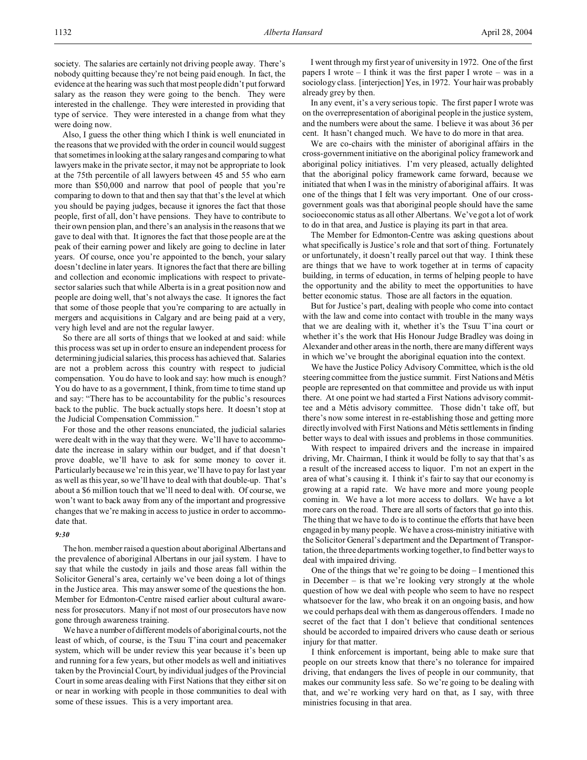society. The salaries are certainly not driving people away. There's nobody quitting because they're not being paid enough. In fact, the evidence at the hearing was such that most people didn't put forward salary as the reason they were going to the bench. They were interested in the challenge. They were interested in providing that type of service. They were interested in a change from what they were doing now.

Also, I guess the other thing which I think is well enunciated in the reasons that we provided with the order in council would suggest that sometimes in looking at the salary ranges and comparing to what lawyers make in the private sector, it may not be appropriate to look at the 75th percentile of all lawyers between 45 and 55 who earn more than $50,000 and narrow that pool of people that you're comparing to down to that and then say that that's the level at which you should be paying judges, because it ignores the fact that those people, first of all, don't have pensions. They have to contribute to their own pension plan, and there's an analysis in the reasons that we gave to deal with that. It ignores the fact that those people are at the peak of their earning power and likely are going to decline in later years. Of course, once you're appointed to the bench, your salary doesn't decline in later years. It ignores the fact that there are billing and collection and economic implications with respect to private-sector salaries such that while Alberta is in a great position now and people are doing well, that's not always the case. It ignores the fact that some of those people that you're comparing to are actually in mergers and acquisitions in Calgary and are being paid at a very, very high level and are not the regular lawyer.

So there are all sorts of things that we looked at and said: while this process was set up in order to ensure an independent process for determining judicial salaries, this process has achieved that. Salaries are not a problem across this country with respect to judicial compensation. You do have to look and say: how much is enough? You do have to as a government, I think, from time to time stand up and say: "There has to be accountability for the public's resources back to the public. The buck actually stops here. It doesn't stop at the Judicial Compensation Commission."

For those and the other reasons enunciated, the judicial salaries were dealt with in the way that they were. We'll have to accommodate the increase in salary within our budget, and if that doesn't prove doable, we'll have to ask for some money to cover it. Particularly because we're in this year, we'll have to pay for last year as well as this year, so we'll have to deal with that double-up. That's about a $6 million touch that we'll need to deal with. Of course, we won't want to back away from any of the important and progressive changes that we're making in access to justice in order to accommodate that.

*9:30*

The hon. member raised a question about aboriginal Albertans and the prevalence of aboriginal Albertans in our jail system. I have to say that while the custody in jails and those areas fall within the Solicitor General's area, certainly we've been doing a lot of things in the Justice area. This may answer some of the questions the hon. Member for Edmonton-Centre raised earlier about cultural awareness for prosecutors. Many if not most of our prosecutors have now gone through awareness training.

We have a number of different models of aboriginal courts, not the least of which, of course, is the Tsuu T'ina court and peacemaker system, which will be under review this year because it's been up and running for a few years, but other models as well and initiatives taken by the Provincial Court, by individual judges of the Provincial Court in some areas dealing with First Nations that they either sit on or near in working with people in those communities to deal with some of these issues. This is a very important area.

I went through my first year of university in 1972. One of the first papers I wrote – I think it was the first paper I wrote – was in a sociology class. [interjection] Yes, in 1972. Your hair was probably already grey by then.

In any event, it's a very serious topic. The first paper I wrote was on the overrepresentation of aboriginal people in the justice system, and the numbers were about the same. I believe it was about 36 per cent. It hasn't changed much. We have to do more in that area.

We are co-chairs with the minister of aboriginal affairs in the cross-government initiative on the aboriginal policy framework and aboriginal policy initiatives. I'm very pleased, actually delighted that the aboriginal policy framework came forward, because we initiated that when I was in the ministry of aboriginal affairs. It was one of the things that I felt was very important. One of our cross-government goals was that aboriginal people should have the same socioeconomic status as all other Albertans. We've got a lot of work to do in that area, and Justice is playing its part in that area.

The Member for Edmonton-Centre was asking questions about what specifically is Justice's role and that sort of thing. Fortunately or unfortunately, it doesn't really parcel out that way. I think these are things that we have to work together at in terms of capacity building, in terms of education, in terms of helping people to have the opportunity and the ability to meet the opportunities to have better economic status. Those are all factors in the equation.

But for Justice's part, dealing with people who come into contact with the law and come into contact with trouble in the many ways that we are dealing with it, whether it's the Tsuu T'ina court or whether it's the work that His Honour Judge Bradley was doing in Alexander and other areas in the north, there are many different ways in which we've brought the aboriginal equation into the context.

We have the Justice Policy Advisory Committee, which is the old steering committee from the justice summit. First Nations and Métis people are represented on that committee and provide us with input there. At one point we had started a First Nations advisory committee and a Métis advisory committee. Those didn't take off, but there's now some interest in re-establishing those and getting more directly involved with First Nations and Métis settlements in finding better ways to deal with issues and problems in those communities.

With respect to impaired drivers and the increase in impaired driving, Mr. Chairman, I think it would be folly to say that that's as a result of the increased access to liquor. I'm not an expert in the area of what's causing it. I think it's fair to say that our economy is growing at a rapid rate. We have more and more young people coming in. We have a lot more access to dollars. We have a lot more cars on the road. There are all sorts of factors that go into this. The thing that we have to do is to continue the efforts that have been engaged in by many people. We have a cross-ministry initiative with the Solicitor General's department and the Department of Transportation, the three departments working together, to find better ways to deal with impaired driving.

One of the things that we're going to be doing – I mentioned this in December – is that we're looking very strongly at the whole question of how we deal with people who seem to have no respect whatsoever for the law, who break it on an ongoing basis, and how we could perhaps deal with them as dangerous offenders. I made no secret of the fact that I don't believe that conditional sentences should be accorded to impaired drivers who cause death or serious injury for that matter.

I think enforcement is important, being able to make sure that people on our streets know that there's no tolerance for impaired driving, that endangers the lives of people in our community, that makes our community less safe. So we're going to be dealing with that, and we're working very hard on that, as I say, with three ministries focusing in that area.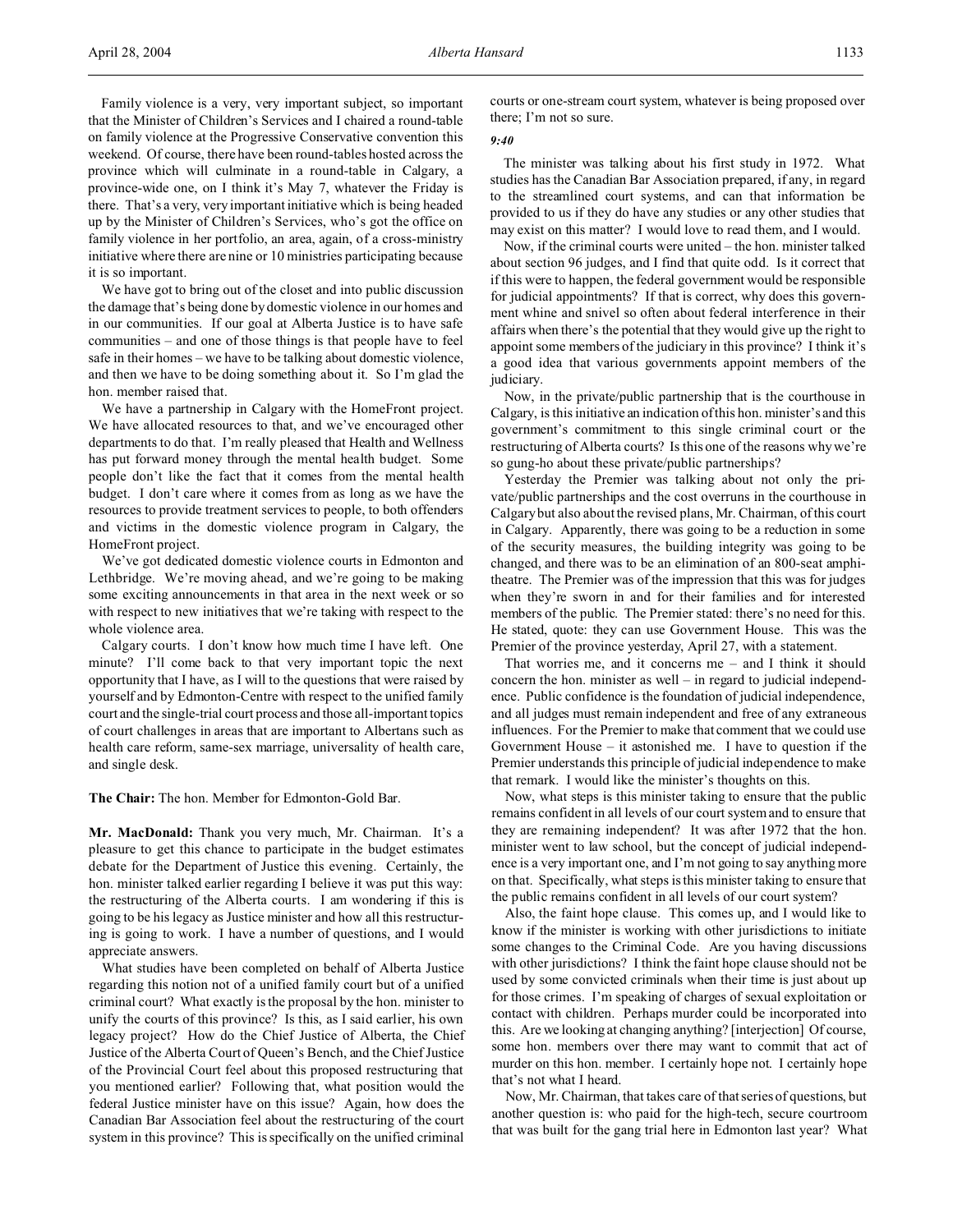Family violence is a very, very important subject, so important that the Minister of Children's Services and I chaired a round-table on family violence at the Progressive Conservative convention this weekend. Of course, there have been round-tables hosted across the province which will culminate in a round-table in Calgary, a province-wide one, on I think it's May 7, whatever the Friday is there. That's a very, very important initiative which is being headed up by the Minister of Children's Services, who's got the office on family violence in her portfolio, an area, again, of a cross-ministry initiative where there are nine or 10 ministries participating because it is so important.

We have got to bring out of the closet and into public discussion the damage that's being done by domestic violence in our homes and in our communities. If our goal at Alberta Justice is to have safe communities – and one of those things is that people have to feel safe in their homes – we have to be talking about domestic violence, and then we have to be doing something about it. So I'm glad the hon. member raised that.

We have a partnership in Calgary with the HomeFront project. We have allocated resources to that, and we've encouraged other departments to do that. I'm really pleased that Health and Wellness has put forward money through the mental health budget. Some people don't like the fact that it comes from the mental health budget. I don't care where it comes from as long as we have the resources to provide treatment services to people, to both offenders and victims in the domestic violence program in Calgary, the HomeFront project.

We've got dedicated domestic violence courts in Edmonton and Lethbridge. We're moving ahead, and we're going to be making some exciting announcements in that area in the next week or so with respect to new initiatives that we're taking with respect to the whole violence area.

Calgary courts. I don't know how much time I have left. One minute? I'll come back to that very important topic the next opportunity that I have, as I will to the questions that were raised by yourself and by Edmonton-Centre with respect to the unified family court and the single-trial court process and those all-important topics of court challenges in areas that are important to Albertans such as health care reform, same-sex marriage, universality of health care, and single desk.

**The Chair:** The hon. Member for Edmonton-Gold Bar.

**Mr. MacDonald:** Thank you very much, Mr. Chairman. It's a pleasure to get this chance to participate in the budget estimates debate for the Department of Justice this evening. Certainly, the hon. minister talked earlier regarding I believe it was put this way: the restructuring of the Alberta courts. I am wondering if this is going to be his legacy as Justice minister and how all this restructuring is going to work. I have a number of questions, and I would appreciate answers.

What studies have been completed on behalf of Alberta Justice regarding this notion not of a unified family court but of a unified criminal court? What exactly is the proposal by the hon. minister to unify the courts of this province? Is this, as I said earlier, his own legacy project? How do the Chief Justice of Alberta, the Chief Justice of the Alberta Court of Queen's Bench, and the Chief Justice of the Provincial Court feel about this proposed restructuring that you mentioned earlier? Following that, what position would the federal Justice minister have on this issue? Again, how does the Canadian Bar Association feel about the restructuring of the court system in this province? This is specifically on the unified criminal courts or one-stream court system, whatever is being proposed over there; I'm not so sure.

*9:40*

The minister was talking about his first study in 1972. What studies has the Canadian Bar Association prepared, if any, in regard to the streamlined court systems, and can that information be provided to us if they do have any studies or any other studies that may exist on this matter? I would love to read them, and I would.

Now, if the criminal courts were united – the hon. minister talked about section 96 judges, and I find that quite odd. Is it correct that if this were to happen, the federal government would be responsible for judicial appointments? If that is correct, why does this government whine and snivel so often about federal interference in their affairs when there's the potential that they would give up the right to appoint some members of the judiciary in this province? I think it's a good idea that various governments appoint members of the judiciary.

Now, in the private/public partnership that is the courthouse in Calgary, is this initiative an indication of this hon. minister's and this government's commitment to this single criminal court or the restructuring of Alberta courts? Is this one of the reasons why we're so gung-ho about these private/public partnerships?

Yesterday the Premier was talking about not only the private/public partnerships and the cost overruns in the courthouse in Calgary but also about the revised plans, Mr. Chairman, of this court in Calgary. Apparently, there was going to be a reduction in some of the security measures, the building integrity was going to be changed, and there was to be an elimination of an 800-seat amphitheatre. The Premier was of the impression that this was for judges when they're sworn in and for their families and for interested members of the public. The Premier stated: there's no need for this. He stated, quote: they can use Government House. This was the Premier of the province yesterday, April 27, with a statement.

That worries me, and it concerns me – and I think it should concern the hon. minister as well – in regard to judicial independence. Public confidence is the foundation of judicial independence, and all judges must remain independent and free of any extraneous influences. For the Premier to make that comment that we could use Government House – it astonished me. I have to question if the Premier understands this principle of judicial independence to make that remark. I would like the minister's thoughts on this.

Now, what steps is this minister taking to ensure that the public remains confident in all levels of our court system and to ensure that they are remaining independent? It was after 1972 that the hon. minister went to law school, but the concept of judicial independence is a very important one, and I'm not going to say anything more on that. Specifically, what steps is this minister taking to ensure that the public remains confident in all levels of our court system?

Also, the faint hope clause. This comes up, and I would like to know if the minister is working with other jurisdictions to initiate some changes to the Criminal Code. Are you having discussions with other jurisdictions? I think the faint hope clause should not be used by some convicted criminals when their time is just about up for those crimes. I'm speaking of charges of sexual exploitation or contact with children. Perhaps murder could be incorporated into this. Are we looking at changing anything? [interjection] Of course, some hon. members over there may want to commit that act of murder on this hon. member. I certainly hope not. I certainly hope that's not what I heard.

Now, Mr. Chairman, that takes care of that series of questions, but another question is: who paid for the high-tech, secure courtroom that was built for the gang trial here in Edmonton last year? What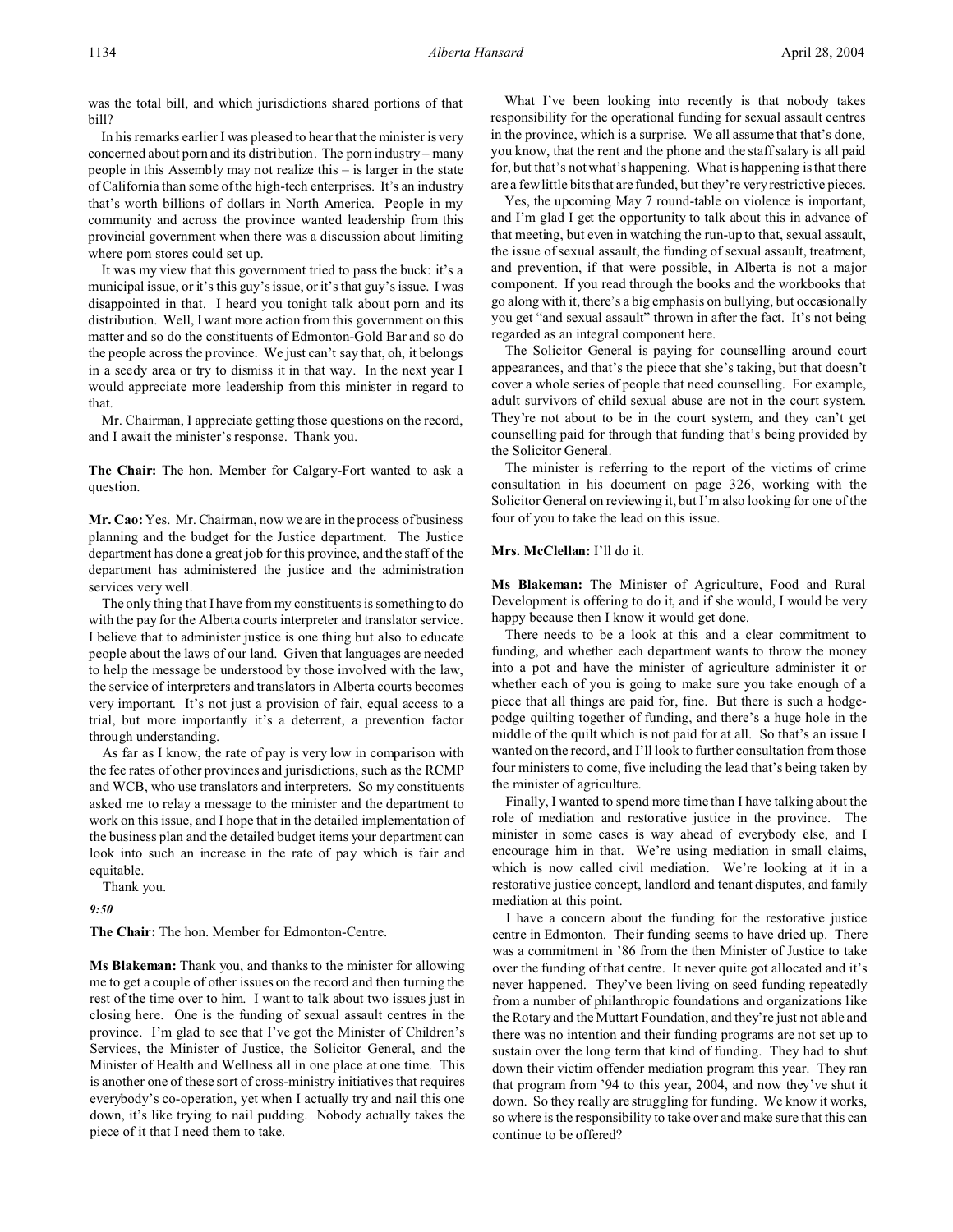was the total bill, and which jurisdictions shared portions of that bill?

In his remarks earlier I was pleased to hear that the minister is very concerned about porn and its distribution. The porn industry – many people in this Assembly may not realize this – is larger in the state of California than some of the high-tech enterprises. It's an industry that's worth billions of dollars in North America. People in my community and across the province wanted leadership from this provincial government when there was a discussion about limiting where porn stores could set up.

It was my view that this government tried to pass the buck: it's a municipal issue, or it's this guy's issue, or it's that guy's issue. I was disappointed in that. I heard you tonight talk about porn and its distribution. Well, I want more action from this government on this matter and so do the constituents of Edmonton-Gold Bar and so do the people across the province. We just can't say that, oh, it belongs in a seedy area or try to dismiss it in that way. In the next year I would appreciate more leadership from this minister in regard to that.

Mr. Chairman, I appreciate getting those questions on the record, and I await the minister's response. Thank you.

**The Chair:** The hon. Member for Calgary-Fort wanted to ask a question.

**Mr. Cao:** Yes. Mr. Chairman, now we are in the process of business planning and the budget for the Justice department. The Justice department has done a great job for this province, and the staff of the department has administered the justice and the administration services very well.

The only thing that I have from my constituents is something to do with the pay for the Alberta courts interpreter and translator service. I believe that to administer justice is one thing but also to educate people about the laws of our land. Given that languages are needed to help the message be understood by those involved with the law, the service of interpreters and translators in Alberta courts becomes very important. It's not just a provision of fair, equal access to a trial, but more importantly it's a deterrent, a prevention factor through understanding.

As far as I know, the rate of pay is very low in comparison with the fee rates of other provinces and jurisdictions, such as the RCMP and WCB, who use translators and interpreters. So my constituents asked me to relay a message to the minister and the department to work on this issue, and I hope that in the detailed implementation of the business plan and the detailed budget items your department can look into such an increase in the rate of pay which is fair and equitable.

Thank you.

*9:50*

**The Chair:** The hon. Member for Edmonton-Centre.

**Ms Blakeman:** Thank you, and thanks to the minister for allowing me to get a couple of other issues on the record and then turning the rest of the time over to him. I want to talk about two issues just in closing here. One is the funding of sexual assault centres in the province. I'm glad to see that I've got the Minister of Children's Services, the Minister of Justice, the Solicitor General, and the Minister of Health and Wellness all in one place at one time. This is another one of these sort of cross-ministry initiatives that requires everybody's co-operation, yet when I actually try and nail this one down, it's like trying to nail pudding. Nobody actually takes the piece of it that I need them to take.

What I've been looking into recently is that nobody takes responsibility for the operational funding for sexual assault centres in the province, which is a surprise. We all assume that that's done, you know, that the rent and the phone and the staff salary is all paid for, but that's not what's happening. What is happening is that there are a few little bits that are funded, but they're very restrictive pieces.

Yes, the upcoming May 7 round-table on violence is important, and I'm glad I get the opportunity to talk about this in advance of that meeting, but even in watching the run-up to that, sexual assault, the issue of sexual assault, the funding of sexual assault, treatment, and prevention, if that were possible, in Alberta is not a major component. If you read through the books and the workbooks that go along with it, there's a big emphasis on bullying, but occasionally you get "and sexual assault" thrown in after the fact. It's not being regarded as an integral component here.

The Solicitor General is paying for counselling around court appearances, and that's the piece that she's taking, but that doesn't cover a whole series of people that need counselling. For example, adult survivors of child sexual abuse are not in the court system. They're not about to be in the court system, and they can't get counselling paid for through that funding that's being provided by the Solicitor General.

The minister is referring to the report of the victims of crime consultation in his document on page 326, working with the Solicitor General on reviewing it, but I'm also looking for one of the four of you to take the lead on this issue.

**Mrs. McClellan:** I'll do it.

**Ms Blakeman:** The Minister of Agriculture, Food and Rural Development is offering to do it, and if she would, I would be very happy because then I know it would get done.

There needs to be a look at this and a clear commitment to funding, and whether each department wants to throw the money into a pot and have the minister of agriculture administer it or whether each of you is going to make sure you take enough of a piece that all things are paid for, fine. But there is such a hodgepodge quilting together of funding, and there's a huge hole in the middle of the quilt which is not paid for at all. So that's an issue I wanted on the record, and I'll look to further consultation from those four ministers to come, five including the lead that's being taken by the minister of agriculture.

Finally, I wanted to spend more time than I have talking about the role of mediation and restorative justice in the province. The minister in some cases is way ahead of everybody else, and I encourage him in that. We're using mediation in small claims, which is now called civil mediation. We're looking at it in a restorative justice concept, landlord and tenant disputes, and family mediation at this point.

I have a concern about the funding for the restorative justice centre in Edmonton. Their funding seems to have dried up. There was a commitment in '86 from the then Minister of Justice to take over the funding of that centre. It never quite got allocated and it's never happened. They've been living on seed funding repeatedly from a number of philanthropic foundations and organizations like the Rotary and the Muttart Foundation, and they're just not able and there was no intention and their funding programs are not set up to sustain over the long term that kind of funding. They had to shut down their victim offender mediation program this year. They ran that program from '94 to this year, 2004, and now they've shut it down. So they really are struggling for funding. We know it works, so where is the responsibility to take over and make sure that this can continue to be offered?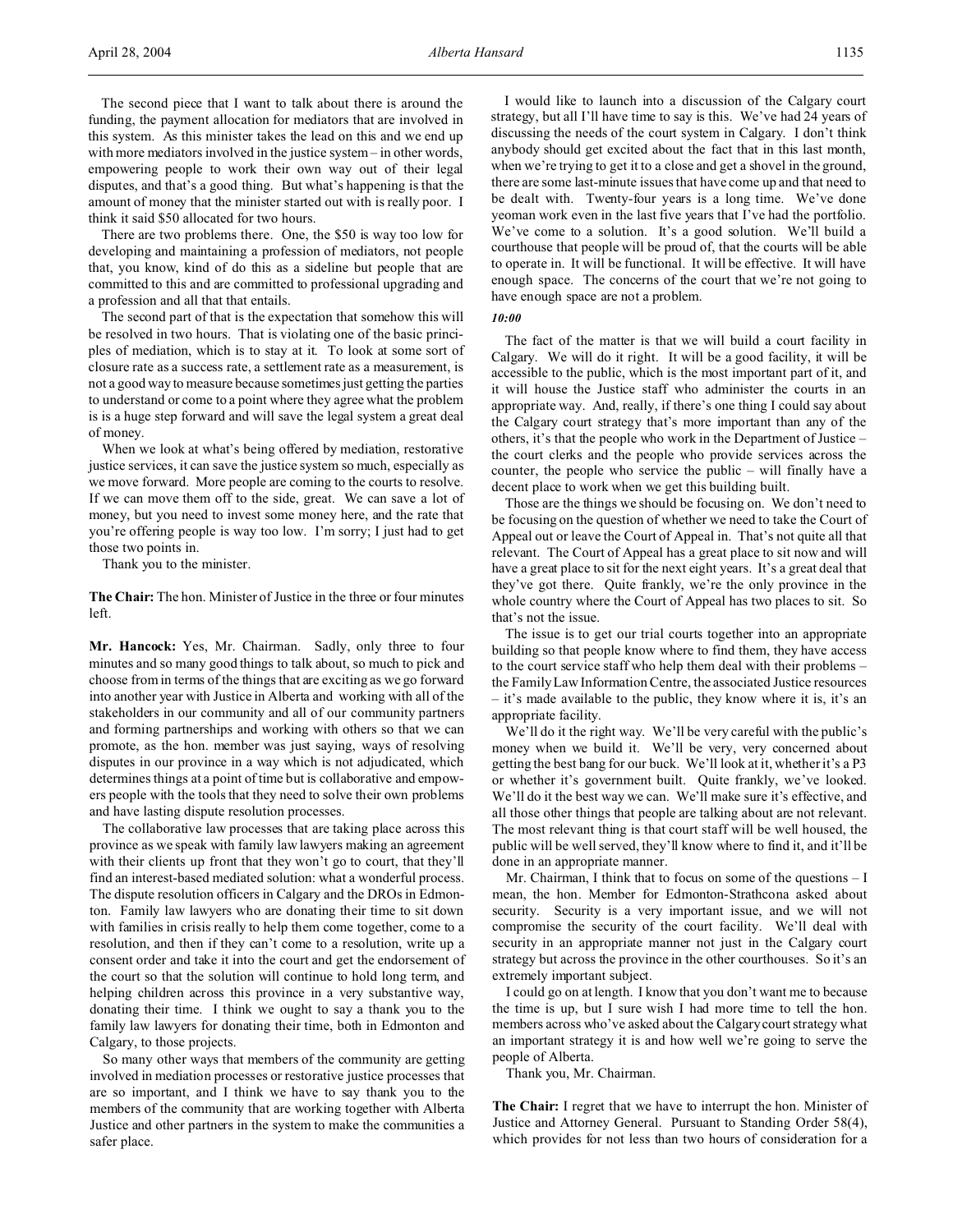The second piece that I want to talk about there is around the funding, the payment allocation for mediators that are involved in this system. As this minister takes the lead on this and we end up with more mediators involved in the justice system – in other words, empowering people to work their own way out of their legal disputes, and that's a good thing. But what's happening is that the amount of money that the minister started out with is really poor. I think it said $50 allocated for two hours.

There are two problems there. One, the $50 is way too low for developing and maintaining a profession of mediators, not people that, you know, kind of do this as a sideline but people that are committed to this and are committed to professional upgrading and a profession and all that that entails.

The second part of that is the expectation that somehow this will be resolved in two hours. That is violating one of the basic principles of mediation, which is to stay at it. To look at some sort of closure rate as a success rate, a settlement rate as a measurement, is not a good way to measure because sometimes just getting the parties to understand or come to a point where they agree what the problem is is a huge step forward and will save the legal system a great deal of money.

When we look at what's being offered by mediation, restorative justice services, it can save the justice system so much, especially as we move forward. More people are coming to the courts to resolve. If we can move them off to the side, great. We can save a lot of money, but you need to invest some money here, and the rate that you're offering people is way too low. I'm sorry; I just had to get those two points in.

Thank you to the minister.

**The Chair:** The hon. Minister of Justice in the three or four minutes left.

**Mr. Hancock:** Yes, Mr. Chairman. Sadly, only three to four minutes and so many good things to talk about, so much to pick and choose from in terms of the things that are exciting as we go forward into another year with Justice in Alberta and working with all of the stakeholders in our community and all of our community partners and forming partnerships and working with others so that we can promote, as the hon. member was just saying, ways of resolving disputes in our province in a way which is not adjudicated, which determines things at a point of time but is collaborative and empowers people with the tools that they need to solve their own problems and have lasting dispute resolution processes.

The collaborative law processes that are taking place across this province as we speak with family law lawyers making an agreement with their clients up front that they won't go to court, that they'll find an interest-based mediated solution: what a wonderful process. The dispute resolution officers in Calgary and the DROs in Edmonton. Family law lawyers who are donating their time to sit down with families in crisis really to help them come together, come to a resolution, and then if they can't come to a resolution, write up a consent order and take it into the court and get the endorsement of the court so that the solution will continue to hold long term, and helping children across this province in a very substantive way, donating their time. I think we ought to say a thank you to the family law lawyers for donating their time, both in Edmonton and Calgary, to those projects.

So many other ways that members of the community are getting involved in mediation processes or restorative justice processes that are so important, and I think we have to say thank you to the members of the community that are working together with Alberta Justice and other partners in the system to make the communities a safer place.

I would like to launch into a discussion of the Calgary court strategy, but all I'll have time to say is this. We've had 24 years of discussing the needs of the court system in Calgary. I don't think anybody should get excited about the fact that in this last month, when we're trying to get it to a close and get a shovel in the ground, there are some last-minute issues that have come up and that need to be dealt with. Twenty-four years is a long time. We've done yeoman work even in the last five years that I've had the portfolio. We've come to a solution. It's a good solution. We'll build a courthouse that people will be proud of, that the courts will be able to operate in. It will be functional. It will be effective. It will have enough space. The concerns of the court that we're not going to have enough space are not a problem.

*10:00*

The fact of the matter is that we will build a court facility in Calgary. We will do it right. It will be a good facility, it will be accessible to the public, which is the most important part of it, and it will house the Justice staff who administer the courts in an appropriate way. And, really, if there's one thing I could say about the Calgary court strategy that's more important than any of the others, it's that the people who work in the Department of Justice – the court clerks and the people who provide services across the counter, the people who service the public – will finally have a decent place to work when we get this building built.

Those are the things we should be focusing on. We don't need to be focusing on the question of whether we need to take the Court of Appeal out or leave the Court of Appeal in. That's not quite all that relevant. The Court of Appeal has a great place to sit now and will have a great place to sit for the next eight years. It's a great deal that they've got there. Quite frankly, we're the only province in the whole country where the Court of Appeal has two places to sit. So that's not the issue.

The issue is to get our trial courts together into an appropriate building so that people know where to find them, they have access to the court service staff who help them deal with their problems – the Family Law Information Centre, the associated Justice resources – it's made available to the public, they know where it is, it's an appropriate facility.

We'll do it the right way. We'll be very careful with the public's money when we build it. We'll be very, very concerned about getting the best bang for our buck. We'll look at it, whether it's a P3 or whether it's government built. Quite frankly, we've looked. We'll do it the best way we can. We'll make sure it's effective, and all those other things that people are talking about are not relevant. The most relevant thing is that court staff will be well housed, the public will be well served, they'll know where to find it, and it'll be done in an appropriate manner.

Mr. Chairman, I think that to focus on some of the questions – I mean, the hon. Member for Edmonton-Strathcona asked about security. Security is a very important issue, and we will not compromise the security of the court facility. We'll deal with security in an appropriate manner not just in the Calgary court strategy but across the province in the other courthouses. So it's an extremely important subject.

I could go on at length. I know that you don't want me to because the time is up, but I sure wish I had more time to tell the hon. members across who've asked about the Calgary court strategy what an important strategy it is and how well we're going to serve the people of Alberta.

Thank you, Mr. Chairman.

**The Chair:** I regret that we have to interrupt the hon. Minister of Justice and Attorney General. Pursuant to Standing Order 58(4), which provides for not less than two hours of consideration for a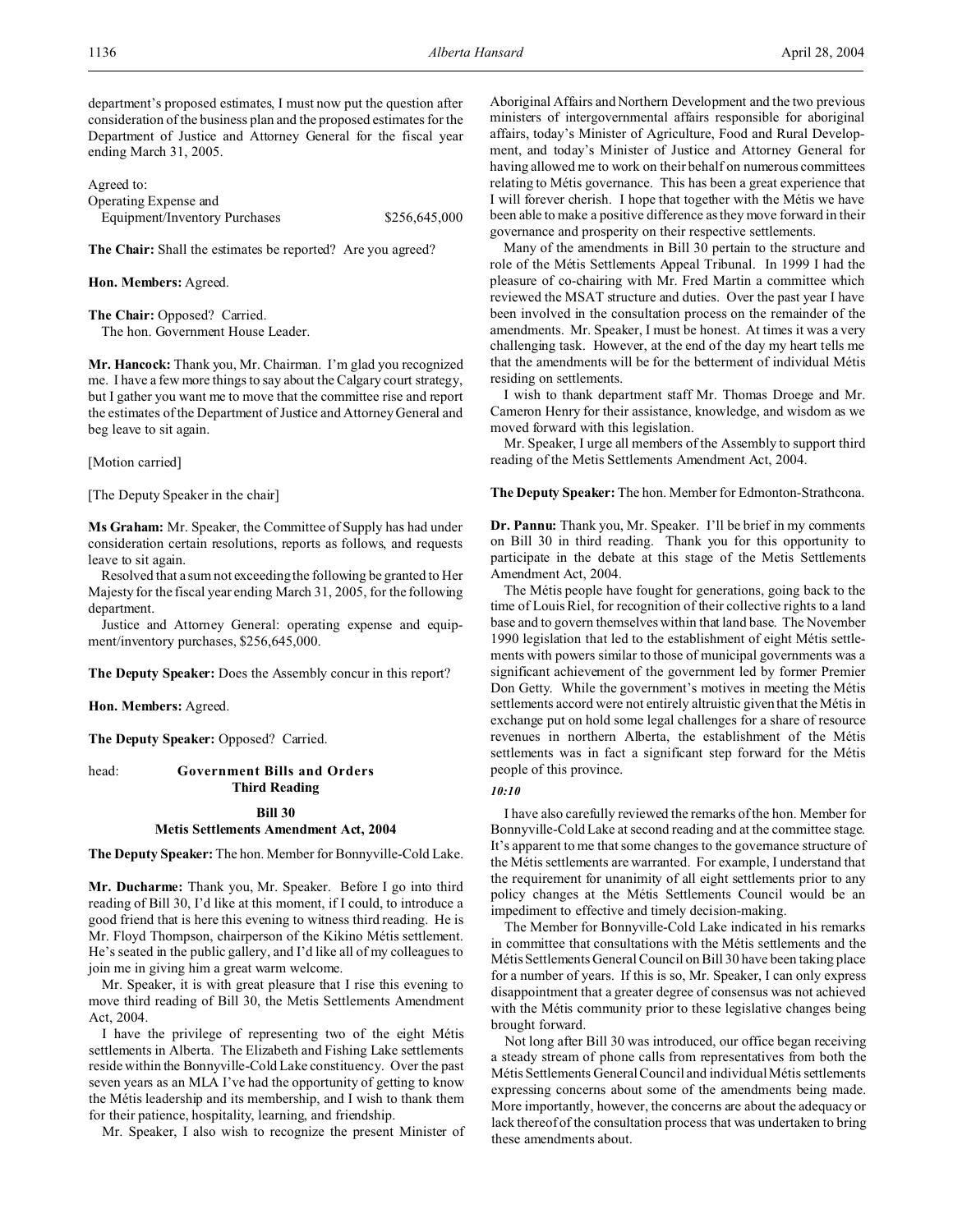department's proposed estimates, I must now put the question after consideration of the business plan and the proposed estimates for the Department of Justice and Attorney General for the fiscal year ending March 31, 2005.

Agreed to:

| | |
|---|---|
| Operating Expense and Equipment/Inventory Purchases | $256,645,000 |

**The Chair:** Shall the estimates be reported? Are you agreed?

**Hon. Members:** Agreed.

**The Chair:** Opposed? Carried.
The hon. Government House Leader.

**Mr. Hancock:** Thank you, Mr. Chairman. I'm glad you recognized me. I have a few more things to say about the Calgary court strategy, but I gather you want me to move that the committee rise and report the estimates of the Department of Justice and Attorney General and beg leave to sit again.

[Motion carried]

[The Deputy Speaker in the chair]

**Ms Graham:** Mr. Speaker, the Committee of Supply has had under consideration certain resolutions, reports as follows, and requests leave to sit again.

Resolved that a sum not exceeding the following be granted to Her Majesty for the fiscal year ending March 31, 2005, for the following department.

Justice and Attorney General: operating expense and equipment/inventory purchases, $256,645,000.

**The Deputy Speaker:** Does the Assembly concur in this report?

**Hon. Members:** Agreed.

**The Deputy Speaker:** Opposed? Carried.

head: **Government Bills and Orders**
**Third Reading**

**Bill 30**
**Metis Settlements Amendment Act, 2004**

**The Deputy Speaker:** The hon. Member for Bonnyville-Cold Lake.

**Mr. Ducharme:** Thank you, Mr. Speaker. Before I go into third reading of Bill 30, I'd like at this moment, if I could, to introduce a good friend that is here this evening to witness third reading. He is Mr. Floyd Thompson, chairperson of the Kikino Métis settlement. He's seated in the public gallery, and I'd like all of my colleagues to join me in giving him a great warm welcome.

Mr. Speaker, it is with great pleasure that I rise this evening to move third reading of Bill 30, the Metis Settlements Amendment Act, 2004.

I have the privilege of representing two of the eight Métis settlements in Alberta. The Elizabeth and Fishing Lake settlements reside within the Bonnyville-Cold Lake constituency. Over the past seven years as an MLA I've had the opportunity of getting to know the Métis leadership and its membership, and I wish to thank them for their patience, hospitality, learning, and friendship.

Mr. Speaker, I also wish to recognize the present Minister of Aboriginal Affairs and Northern Development and the two previous ministers of intergovernmental affairs responsible for aboriginal affairs, today's Minister of Agriculture, Food and Rural Development, and today's Minister of Justice and Attorney General for having allowed me to work on their behalf on numerous committees relating to Métis governance. This has been a great experience that I will forever cherish. I hope that together with the Métis we have been able to make a positive difference as they move forward in their governance and prosperity on their respective settlements.

Many of the amendments in Bill 30 pertain to the structure and role of the Métis Settlements Appeal Tribunal. In 1999 I had the pleasure of co-chairing with Mr. Fred Martin a committee which reviewed the MSAT structure and duties. Over the past year I have been involved in the consultation process on the remainder of the amendments. Mr. Speaker, I must be honest. At times it was a very challenging task. However, at the end of the day my heart tells me that the amendments will be for the betterment of individual Métis residing on settlements.

I wish to thank department staff Mr. Thomas Droege and Mr. Cameron Henry for their assistance, knowledge, and wisdom as we moved forward with this legislation.

Mr. Speaker, I urge all members of the Assembly to support third reading of the Metis Settlements Amendment Act, 2004.

**The Deputy Speaker:** The hon. Member for Edmonton-Strathcona.

**Dr. Pannu:** Thank you, Mr. Speaker. I'll be brief in my comments on Bill 30 in third reading. Thank you for this opportunity to participate in the debate at this stage of the Metis Settlements Amendment Act, 2004.

The Métis people have fought for generations, going back to the time of Louis Riel, for recognition of their collective rights to a land base and to govern themselves within that land base. The November 1990 legislation that led to the establishment of eight Métis settlements with powers similar to those of municipal governments was a significant achievement of the government led by former Premier Don Getty. While the government's motives in meeting the Métis settlements accord were not entirely altruistic given that the Métis in exchange put on hold some legal challenges for a share of resource revenues in northern Alberta, the establishment of the Métis settlements was in fact a significant step forward for the Métis people of this province.

*10:10*

I have also carefully reviewed the remarks of the hon. Member for Bonnyville-Cold Lake at second reading and at the committee stage. It's apparent to me that some changes to the governance structure of the Métis settlements are warranted. For example, I understand that the requirement for unanimity of all eight settlements prior to any policy changes at the Métis Settlements Council would be an impediment to effective and timely decision-making.

The Member for Bonnyville-Cold Lake indicated in his remarks in committee that consultations with the Métis settlements and the Métis Settlements General Council on Bill 30 have been taking place for a number of years. If this is so, Mr. Speaker, I can only express disappointment that a greater degree of consensus was not achieved with the Métis community prior to these legislative changes being brought forward.

Not long after Bill 30 was introduced, our office began receiving a steady stream of phone calls from representatives from both the Métis Settlements General Council and individual Métis settlements expressing concerns about some of the amendments being made. More importantly, however, the concerns are about the adequacy or lack thereof of the consultation process that was undertaken to bring these amendments about.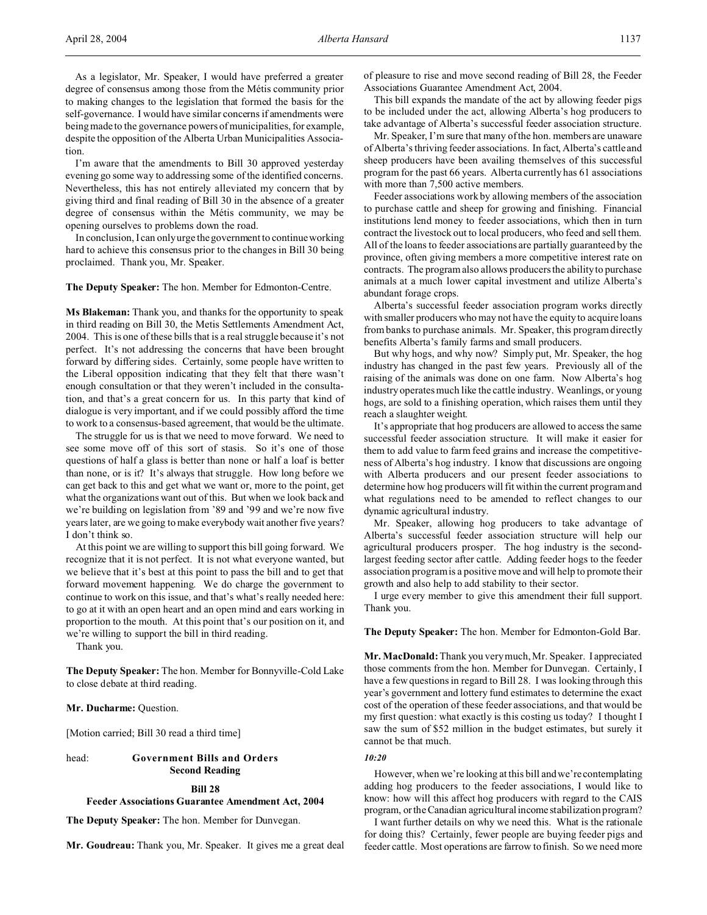As a legislator, Mr. Speaker, I would have preferred a greater degree of consensus among those from the Métis community prior to making changes to the legislation that formed the basis for the self-governance. I would have similar concerns if amendments were being made to the governance powers of municipalities, for example, despite the opposition of the Alberta Urban Municipalities Association.

I'm aware that the amendments to Bill 30 approved yesterday evening go some way to addressing some of the identified concerns. Nevertheless, this has not entirely alleviated my concern that by giving third and final reading of Bill 30 in the absence of a greater degree of consensus within the Métis community, we may be opening ourselves to problems down the road.

In conclusion, I can only urge the government to continue working hard to achieve this consensus prior to the changes in Bill 30 being proclaimed. Thank you, Mr. Speaker.

**The Deputy Speaker:** The hon. Member for Edmonton-Centre.

**Ms Blakeman:** Thank you, and thanks for the opportunity to speak in third reading on Bill 30, the Metis Settlements Amendment Act, 2004. This is one of these bills that is a real struggle because it's not perfect. It's not addressing the concerns that have been brought forward by differing sides. Certainly, some people have written to the Liberal opposition indicating that they felt that there wasn't enough consultation or that they weren't included in the consultation, and that's a great concern for us. In this party that kind of dialogue is very important, and if we could possibly afford the time to work to a consensus-based agreement, that would be the ultimate.

The struggle for us is that we need to move forward. We need to see some move off of this sort of stasis. So it's one of those questions of half a glass is better than none or half a loaf is better than none, or is it? It's always that struggle. How long before we can get back to this and get what we want or, more to the point, get what the organizations want out of this. But when we look back and we're building on legislation from '89 and '99 and we're now five years later, are we going to make everybody wait another five years? I don't think so.

At this point we are willing to support this bill going forward. We recognize that it is not perfect. It is not what everyone wanted, but we believe that it's best at this point to pass the bill and to get that forward movement happening. We do charge the government to continue to work on this issue, and that's what's really needed here: to go at it with an open heart and an open mind and ears working in proportion to the mouth. At this point that's our position on it, and we're willing to support the bill in third reading.

Thank you.

**The Deputy Speaker:** The hon. Member for Bonnyville-Cold Lake to close debate at third reading.

**Mr. Ducharme:** Question.

[Motion carried; Bill 30 read a third time]

head: **Government Bills and Orders**
**Second Reading**

**Bill 28**
**Feeder Associations Guarantee Amendment Act, 2004**

**The Deputy Speaker:** The hon. Member for Dunvegan.

**Mr. Goudreau:** Thank you, Mr. Speaker. It gives me a great deal of pleasure to rise and move second reading of Bill 28, the Feeder Associations Guarantee Amendment Act, 2004.

This bill expands the mandate of the act by allowing feeder pigs to be included under the act, allowing Alberta's hog producers to take advantage of Alberta's successful feeder association structure.

Mr. Speaker, I'm sure that many of the hon. members are unaware of Alberta's thriving feeder associations. In fact, Alberta's cattle and sheep producers have been availing themselves of this successful program for the past 66 years. Alberta currently has 61 associations with more than 7,500 active members.

Feeder associations work by allowing members of the association to purchase cattle and sheep for growing and finishing. Financial institutions lend money to feeder associations, which then in turn contract the livestock out to local producers, who feed and sell them. All of the loans to feeder associations are partially guaranteed by the province, often giving members a more competitive interest rate on contracts. The program also allows producers the ability to purchase animals at a much lower capital investment and utilize Alberta's abundant forage crops.

Alberta's successful feeder association program works directly with smaller producers who may not have the equity to acquire loans from banks to purchase animals. Mr. Speaker, this program directly benefits Alberta's family farms and small producers.

But why hogs, and why now? Simply put, Mr. Speaker, the hog industry has changed in the past few years. Previously all of the raising of the animals was done on one farm. Now Alberta's hog industry operates much like the cattle industry. Weanlings, or young hogs, are sold to a finishing operation, which raises them until they reach a slaughter weight.

It's appropriate that hog producers are allowed to access the same successful feeder association structure. It will make it easier for them to add value to farm feed grains and increase the competitiveness of Alberta's hog industry. I know that discussions are ongoing with Alberta producers and our present feeder associations to determine how hog producers will fit within the current program and what regulations need to be amended to reflect changes to our dynamic agricultural industry.

Mr. Speaker, allowing hog producers to take advantage of Alberta's successful feeder association structure will help our agricultural producers prosper. The hog industry is the second-largest feeding sector after cattle. Adding feeder hogs to the feeder association program is a positive move and will help to promote their growth and also help to add stability to their sector.

I urge every member to give this amendment their full support. Thank you.

**The Deputy Speaker:** The hon. Member for Edmonton-Gold Bar.

**Mr. MacDonald:** Thank you very much, Mr. Speaker. I appreciated those comments from the hon. Member for Dunvegan. Certainly, I have a few questions in regard to Bill 28. I was looking through this year's government and lottery fund estimates to determine the exact cost of the operation of these feeder associations, and that would be my first question: what exactly is this costing us today? I thought I saw the sum of $52 million in the budget estimates, but surely it cannot be that much.

*10:20*

However, when we're looking at this bill and we're contemplating adding hog producers to the feeder associations, I would like to know: how will this affect hog producers with regard to the CAIS program, or the Canadian agricultural income stabilization program?

I want further details on why we need this. What is the rationale for doing this? Certainly, fewer people are buying feeder pigs and feeder cattle. Most operations are farrow to finish. So we need more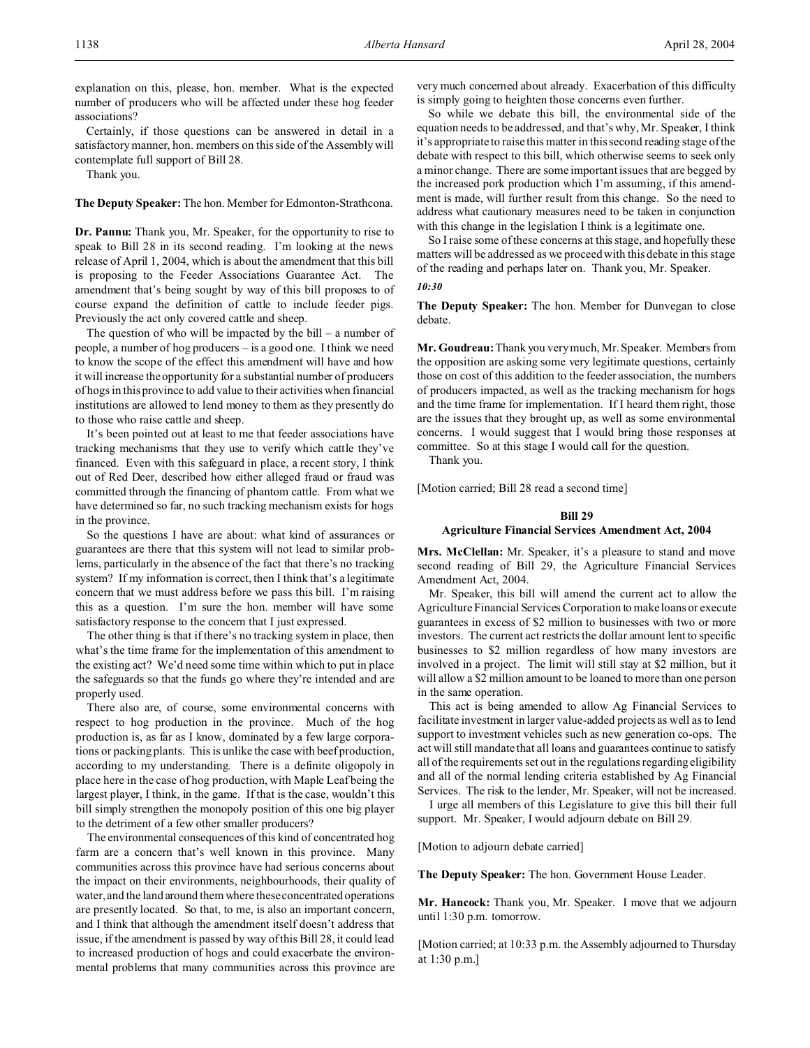explanation on this, please, hon. member. What is the expected number of producers who will be affected under these hog feeder associations?

Certainly, if those questions can be answered in detail in a satisfactory manner, hon. members on this side of the Assembly will contemplate full support of Bill 28.

Thank you.

**The Deputy Speaker:** The hon. Member for Edmonton-Strathcona.

**Dr. Pannu:** Thank you, Mr. Speaker, for the opportunity to rise to speak to Bill 28 in its second reading. I'm looking at the news release of April 1, 2004, which is about the amendment that this bill is proposing to the Feeder Associations Guarantee Act. The amendment that's being sought by way of this bill proposes to of course expand the definition of cattle to include feeder pigs. Previously the act only covered cattle and sheep.

The question of who will be impacted by the bill – a number of people, a number of hog producers – is a good one. I think we need to know the scope of the effect this amendment will have and how it will increase the opportunity for a substantial number of producers of hogs in this province to add value to their activities when financial institutions are allowed to lend money to them as they presently do to those who raise cattle and sheep.

It's been pointed out at least to me that feeder associations have tracking mechanisms that they use to verify which cattle they've financed. Even with this safeguard in place, a recent story, I think out of Red Deer, described how either alleged fraud or fraud was committed through the financing of phantom cattle. From what we have determined so far, no such tracking mechanism exists for hogs in the province.

So the questions I have are about: what kind of assurances or guarantees are there that this system will not lead to similar problems, particularly in the absence of the fact that there's no tracking system? If my information is correct, then I think that's a legitimate concern that we must address before we pass this bill. I'm raising this as a question. I'm sure the hon. member will have some satisfactory response to the concern that I just expressed.

The other thing is that if there's no tracking system in place, then what's the time frame for the implementation of this amendment to the existing act? We'd need some time within which to put in place the safeguards so that the funds go where they're intended and are properly used.

There also are, of course, some environmental concerns with respect to hog production in the province. Much of the hog production is, as far as I know, dominated by a few large corporations or packing plants. This is unlike the case with beef production, according to my understanding. There is a definite oligopoly in place here in the case of hog production, with Maple Leaf being the largest player, I think, in the game. If that is the case, wouldn't this bill simply strengthen the monopoly position of this one big player to the detriment of a few other smaller producers?

The environmental consequences of this kind of concentrated hog farm are a concern that's well known in this province. Many communities across this province have had serious concerns about the impact on their environments, neighbourhoods, their quality of water, and the land around them where these concentrated operations are presently located. So that, to me, is also an important concern, and I think that although the amendment itself doesn't address that issue, if the amendment is passed by way of this Bill 28, it could lead to increased production of hogs and could exacerbate the environmental problems that many communities across this province are very much concerned about already. Exacerbation of this difficulty is simply going to heighten those concerns even further.

So while we debate this bill, the environmental side of the equation needs to be addressed, and that's why, Mr. Speaker, I think it's appropriate to raise this matter in this second reading stage of the debate with respect to this bill, which otherwise seems to seek only a minor change. There are some important issues that are begged by the increased pork production which I'm assuming, if this amendment is made, will further result from this change. So the need to address what cautionary measures need to be taken in conjunction with this change in the legislation I think is a legitimate one.

So I raise some of these concerns at this stage, and hopefully these matters will be addressed as we proceed with this debate in this stage of the reading and perhaps later on. Thank you, Mr. Speaker.

*10:30*

**The Deputy Speaker:** The hon. Member for Dunvegan to close debate.

**Mr. Goudreau:** Thank you very much, Mr. Speaker. Members from the opposition are asking some very legitimate questions, certainly those on cost of this addition to the feeder association, the numbers of producers impacted, as well as the tracking mechanism for hogs and the time frame for implementation. If I heard them right, those are the issues that they brought up, as well as some environmental concerns. I would suggest that I would bring those responses at committee. So at this stage I would call for the question.

Thank you.

[Motion carried; Bill 28 read a second time]

### Bill 29
### Agriculture Financial Services Amendment Act, 2004

**Mrs. McClellan:** Mr. Speaker, it's a pleasure to stand and move second reading of Bill 29, the Agriculture Financial Services Amendment Act, 2004.

Mr. Speaker, this bill will amend the current act to allow the Agriculture Financial Services Corporation to make loans or execute guarantees in excess of $2 million to businesses with two or more investors. The current act restricts the dollar amount lent to specific businesses to $2 million regardless of how many investors are involved in a project. The limit will still stay at $2 million, but it will allow a $2 million amount to be loaned to more than one person in the same operation.

This act is being amended to allow Ag Financial Services to facilitate investment in larger value-added projects as well as to lend support to investment vehicles such as new generation co-ops. The act will still mandate that all loans and guarantees continue to satisfy all of the requirements set out in the regulations regarding eligibility and all of the normal lending criteria established by Ag Financial Services. The risk to the lender, Mr. Speaker, will not be increased.

I urge all members of this Legislature to give this bill their full support. Mr. Speaker, I would adjourn debate on Bill 29.

[Motion to adjourn debate carried]

**The Deputy Speaker:** The hon. Government House Leader.

**Mr. Hancock:** Thank you, Mr. Speaker. I move that we adjourn until 1:30 p.m. tomorrow.

[Motion carried; at 10:33 p.m. the Assembly adjourned to Thursday at 1:30 p.m.]